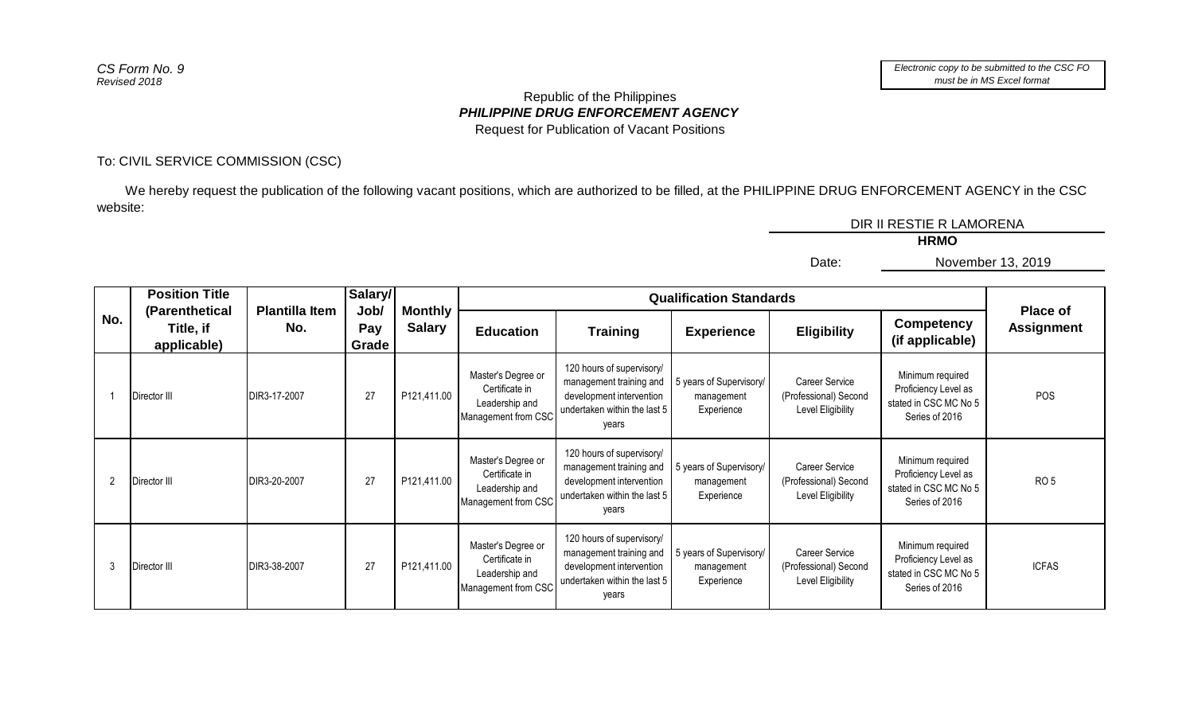*CS Form No. 9*
*Revised 2018*

*Electronic copy to be submitted to the CSC FO must be in MS Excel format*

Republic of the Philippines
***PHILIPPINE DRUG ENFORCEMENT AGENCY***
Request for Publication of Vacant Positions

To: CIVIL SERVICE COMMISSION (CSC)

We hereby request the publication of the following vacant positions, which are authorized to be filled, at the PHILIPPINE DRUG ENFORCEMENT AGENCY in the CSC website:

DIR II RESTIE R LAMORENA
**HRMO**

Date: November 13, 2019

| No. | Position Title (Parenthetical Title, if applicable) | Plantilla Item No. | Salary/ Job/ Pay Grade | Monthly Salary | Qualification Standards | | | | | Place of Assignment |
|---|---|---|---|---|---|---|---|---|---|---|
| | | | | | Education | Training | Experience | Eligibility | Competency (if applicable) | |
| 1 | Director III | DIR3-17-2007 | 27 | P121,411.00 | Master's Degree or Certificate in Leadership and Management from CSC | 120 hours of supervisory/ management training and development intervention undertaken within the last 5 years | 5 years of Supervisory/ management Experience | Career Service (Professional) Second Level Eligibility | Minimum required Proficiency Level as stated in CSC MC No 5 Series of 2016 | POS |
| 2 | Director III | DIR3-20-2007 | 27 | P121,411.00 | Master's Degree or Certificate in Leadership and Management from CSC | 120 hours of supervisory/ management training and development intervention undertaken within the last 5 years | 5 years of Supervisory/ management Experience | Career Service (Professional) Second Level Eligibility | Minimum required Proficiency Level as stated in CSC MC No 5 Series of 2016 | RO 5 |
| 3 | Director III | DIR3-38-2007 | 27 | P121,411.00 | Master's Degree or Certificate in Leadership and Management from CSC | 120 hours of supervisory/ management training and development intervention undertaken within the last 5 years | 5 years of Supervisory/ management Experience | Career Service (Professional) Second Level Eligibility | Minimum required Proficiency Level as stated in CSC MC No 5 Series of 2016 | ICFAS |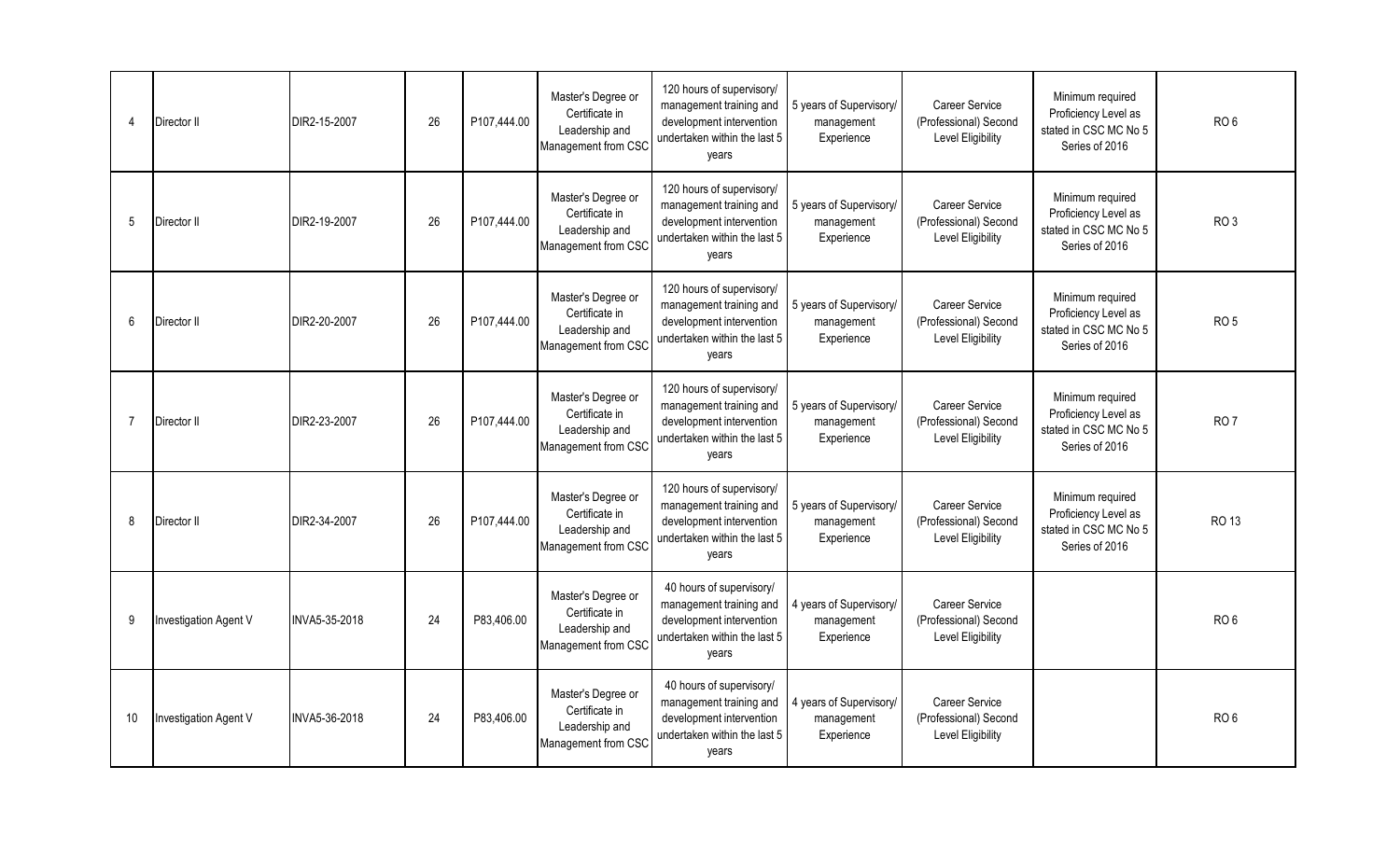| 4 | Director II | DIR2-15-2007 | 26 | P107,444.00 | Master's Degree or Certificate in Leadership and Management from CSC | 120 hours of supervisory/ management training and development intervention undertaken within the last 5 years | 5 years of Supervisory/ management Experience | Career Service (Professional) Second Level Eligibility | Minimum required Proficiency Level as stated in CSC MC No 5 Series of 2016 | RO 6 |
|---|---|---|---|---|---|---|---|---|---|---|
| 5 | Director II | DIR2-19-2007 | 26 | P107,444.00 | Master's Degree or Certificate in Leadership and Management from CSC | 120 hours of supervisory/ management training and development intervention undertaken within the last 5 years | 5 years of Supervisory/ management Experience | Career Service (Professional) Second Level Eligibility | Minimum required Proficiency Level as stated in CSC MC No 5 Series of 2016 | RO 3 |
| 6 | Director II | DIR2-20-2007 | 26 | P107,444.00 | Master's Degree or Certificate in Leadership and Management from CSC | 120 hours of supervisory/ management training and development intervention undertaken within the last 5 years | 5 years of Supervisory/ management Experience | Career Service (Professional) Second Level Eligibility | Minimum required Proficiency Level as stated in CSC MC No 5 Series of 2016 | RO 5 |
| 7 | Director II | DIR2-23-2007 | 26 | P107,444.00 | Master's Degree or Certificate in Leadership and Management from CSC | 120 hours of supervisory/ management training and development intervention undertaken within the last 5 years | 5 years of Supervisory/ management Experience | Career Service (Professional) Second Level Eligibility | Minimum required Proficiency Level as stated in CSC MC No 5 Series of 2016 | RO 7 |
| 8 | Director II | DIR2-34-2007 | 26 | P107,444.00 | Master's Degree or Certificate in Leadership and Management from CSC | 120 hours of supervisory/ management training and development intervention undertaken within the last 5 years | 5 years of Supervisory/ management Experience | Career Service (Professional) Second Level Eligibility | Minimum required Proficiency Level as stated in CSC MC No 5 Series of 2016 | RO 13 |
| 9 | Investigation Agent V | INVA5-35-2018 | 24 | P83,406.00 | Master's Degree or Certificate in Leadership and Management from CSC | 40 hours of supervisory/ management training and development intervention undertaken within the last 5 years | 4 years of Supervisory/ management Experience | Career Service (Professional) Second Level Eligibility | | RO 6 |
| 10 | Investigation Agent V | INVA5-36-2018 | 24 | P83,406.00 | Master's Degree or Certificate in Leadership and Management from CSC | 40 hours of supervisory/ management training and development intervention undertaken within the last 5 years | 4 years of Supervisory/ management Experience | Career Service (Professional) Second Level Eligibility | | RO 6 |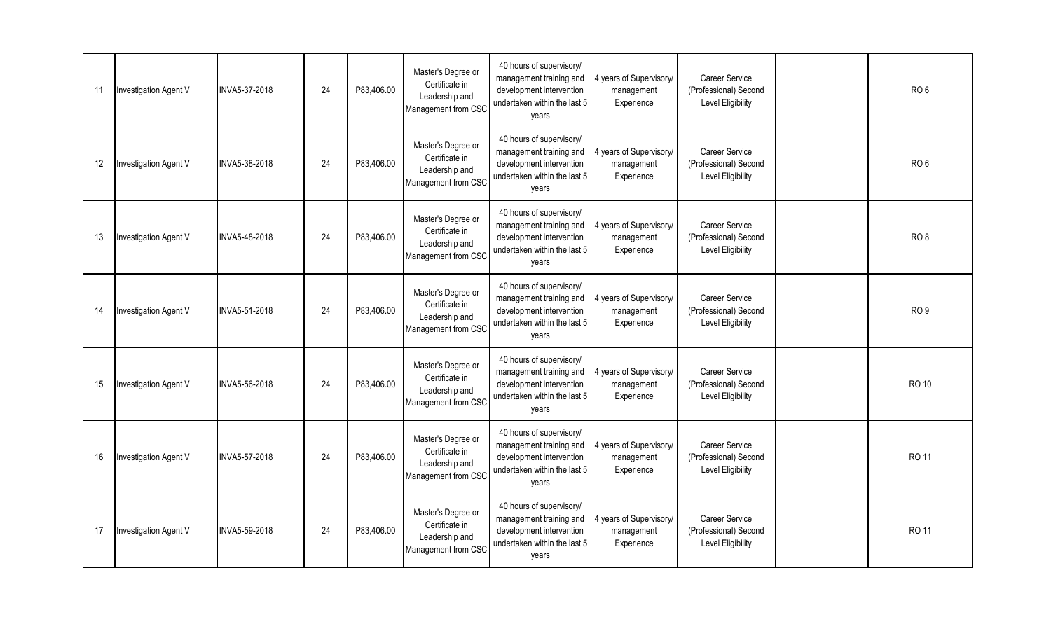| | | | | | | | | | | |
|---|---|---|---|---|---|---|---|---|---|---|
| 11 | Investigation Agent V | INVA5-37-2018 | 24 | P83,406.00 | Master's Degree or Certificate in Leadership and Management from CSC | 40 hours of supervisory/ management training and development intervention undertaken within the last 5 years | 4 years of Supervisory/ management Experience | Career Service (Professional) Second Level Eligibility | | RO 6 |
| 12 | Investigation Agent V | INVA5-38-2018 | 24 | P83,406.00 | Master's Degree or Certificate in Leadership and Management from CSC | 40 hours of supervisory/ management training and development intervention undertaken within the last 5 years | 4 years of Supervisory/ management Experience | Career Service (Professional) Second Level Eligibility | | RO 6 |
| 13 | Investigation Agent V | INVA5-48-2018 | 24 | P83,406.00 | Master's Degree or Certificate in Leadership and Management from CSC | 40 hours of supervisory/ management training and development intervention undertaken within the last 5 years | 4 years of Supervisory/ management Experience | Career Service (Professional) Second Level Eligibility | | RO 8 |
| 14 | Investigation Agent V | INVA5-51-2018 | 24 | P83,406.00 | Master's Degree or Certificate in Leadership and Management from CSC | 40 hours of supervisory/ management training and development intervention undertaken within the last 5 years | 4 years of Supervisory/ management Experience | Career Service (Professional) Second Level Eligibility | | RO 9 |
| 15 | Investigation Agent V | INVA5-56-2018 | 24 | P83,406.00 | Master's Degree or Certificate in Leadership and Management from CSC | 40 hours of supervisory/ management training and development intervention undertaken within the last 5 years | 4 years of Supervisory/ management Experience | Career Service (Professional) Second Level Eligibility | | RO 10 |
| 16 | Investigation Agent V | INVA5-57-2018 | 24 | P83,406.00 | Master's Degree or Certificate in Leadership and Management from CSC | 40 hours of supervisory/ management training and development intervention undertaken within the last 5 years | 4 years of Supervisory/ management Experience | Career Service (Professional) Second Level Eligibility | | RO 11 |
| 17 | Investigation Agent V | INVA5-59-2018 | 24 | P83,406.00 | Master's Degree or Certificate in Leadership and Management from CSC | 40 hours of supervisory/ management training and development intervention undertaken within the last 5 years | 4 years of Supervisory/ management Experience | Career Service (Professional) Second Level Eligibility | | RO 11 |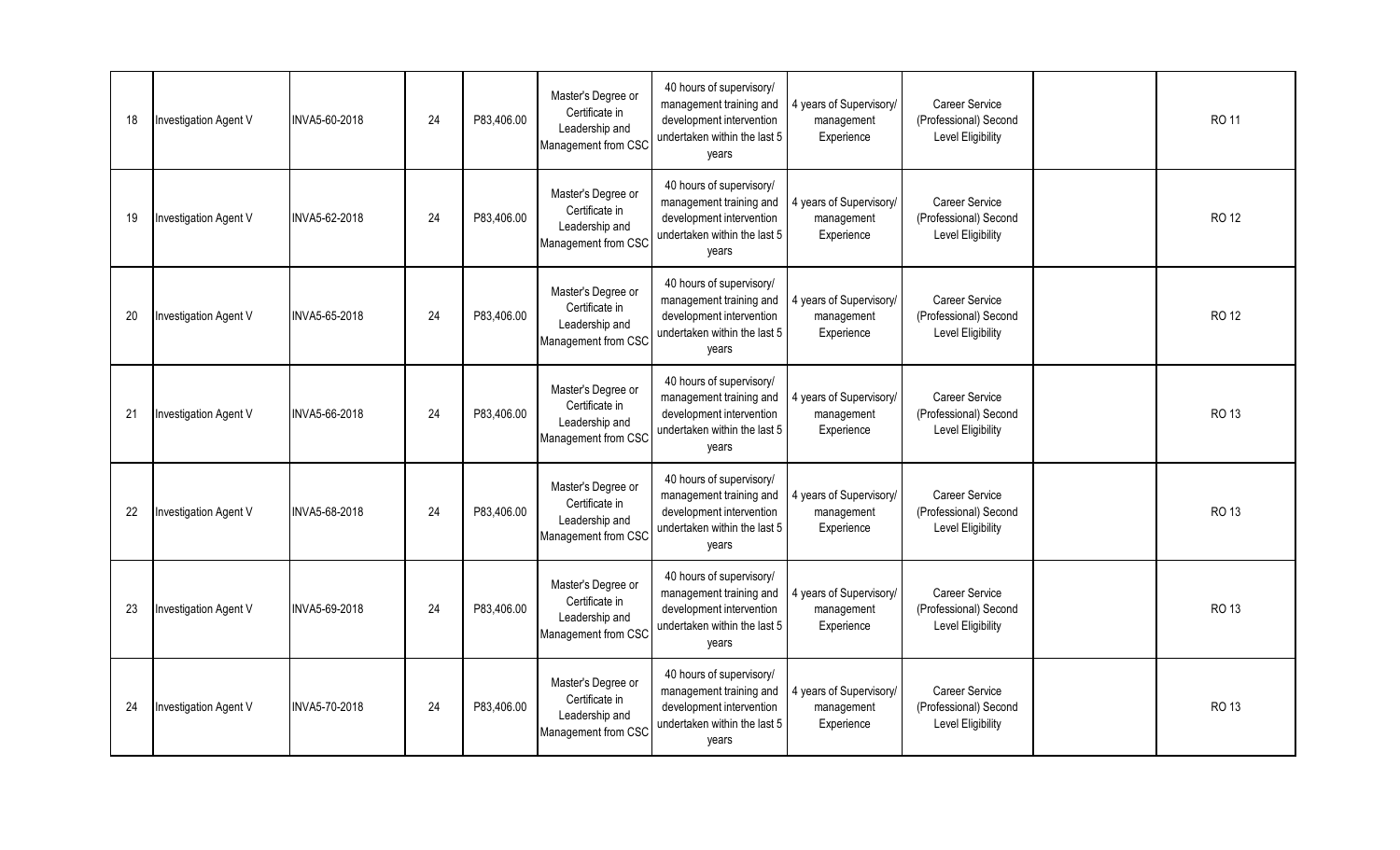| | | | | | | | | | | |
|---|---|---|---|---|---|---|---|---|---|---|
| 18 | Investigation Agent V | INVA5-60-2018 | 24 | P83,406.00 | Master's Degree or Certificate in Leadership and Management from CSC | 40 hours of supervisory/ management training and development intervention undertaken within the last 5 years | 4 years of Supervisory/ management Experience | Career Service (Professional) Second Level Eligibility | | RO 11 |
| 19 | Investigation Agent V | INVA5-62-2018 | 24 | P83,406.00 | Master's Degree or Certificate in Leadership and Management from CSC | 40 hours of supervisory/ management training and development intervention undertaken within the last 5 years | 4 years of Supervisory/ management Experience | Career Service (Professional) Second Level Eligibility | | RO 12 |
| 20 | Investigation Agent V | INVA5-65-2018 | 24 | P83,406.00 | Master's Degree or Certificate in Leadership and Management from CSC | 40 hours of supervisory/ management training and development intervention undertaken within the last 5 years | 4 years of Supervisory/ management Experience | Career Service (Professional) Second Level Eligibility | | RO 12 |
| 21 | Investigation Agent V | INVA5-66-2018 | 24 | P83,406.00 | Master's Degree or Certificate in Leadership and Management from CSC | 40 hours of supervisory/ management training and development intervention undertaken within the last 5 years | 4 years of Supervisory/ management Experience | Career Service (Professional) Second Level Eligibility | | RO 13 |
| 22 | Investigation Agent V | INVA5-68-2018 | 24 | P83,406.00 | Master's Degree or Certificate in Leadership and Management from CSC | 40 hours of supervisory/ management training and development intervention undertaken within the last 5 years | 4 years of Supervisory/ management Experience | Career Service (Professional) Second Level Eligibility | | RO 13 |
| 23 | Investigation Agent V | INVA5-69-2018 | 24 | P83,406.00 | Master's Degree or Certificate in Leadership and Management from CSC | 40 hours of supervisory/ management training and development intervention undertaken within the last 5 years | 4 years of Supervisory/ management Experience | Career Service (Professional) Second Level Eligibility | | RO 13 |
| 24 | Investigation Agent V | INVA5-70-2018 | 24 | P83,406.00 | Master's Degree or Certificate in Leadership and Management from CSC | 40 hours of supervisory/ management training and development intervention undertaken within the last 5 years | 4 years of Supervisory/ management Experience | Career Service (Professional) Second Level Eligibility | | RO 13 |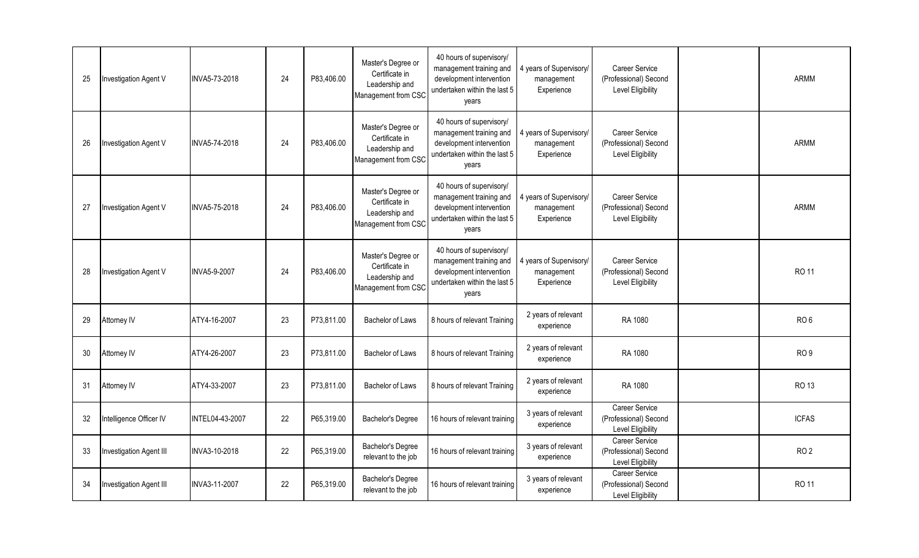| | | | | | | | | | | |
|---|---|---|---|---|---|---|---|---|---|---|
| 25 | Investigation Agent V | INVA5-73-2018 | 24 | P83,406.00 | Master's Degree or Certificate in Leadership and Management from CSC | 40 hours of supervisory/ management training and development intervention undertaken within the last 5 years | 4 years of Supervisory/ management Experience | Career Service (Professional) Second Level Eligibility | | ARMM |
| 26 | Investigation Agent V | INVA5-74-2018 | 24 | P83,406.00 | Master's Degree or Certificate in Leadership and Management from CSC | 40 hours of supervisory/ management training and development intervention undertaken within the last 5 years | 4 years of Supervisory/ management Experience | Career Service (Professional) Second Level Eligibility | | ARMM |
| 27 | Investigation Agent V | INVA5-75-2018 | 24 | P83,406.00 | Master's Degree or Certificate in Leadership and Management from CSC | 40 hours of supervisory/ management training and development intervention undertaken within the last 5 years | 4 years of Supervisory/ management Experience | Career Service (Professional) Second Level Eligibility | | ARMM |
| 28 | Investigation Agent V | INVA5-9-2007 | 24 | P83,406.00 | Master's Degree or Certificate in Leadership and Management from CSC | 40 hours of supervisory/ management training and development intervention undertaken within the last 5 years | 4 years of Supervisory/ management Experience | Career Service (Professional) Second Level Eligibility | | RO 11 |
| 29 | Attorney IV | ATY4-16-2007 | 23 | P73,811.00 | Bachelor of Laws | 8 hours of relevant Training | 2 years of relevant experience | RA 1080 | | RO 6 |
| 30 | Attorney IV | ATY4-26-2007 | 23 | P73,811.00 | Bachelor of Laws | 8 hours of relevant Training | 2 years of relevant experience | RA 1080 | | RO 9 |
| 31 | Attorney IV | ATY4-33-2007 | 23 | P73,811.00 | Bachelor of Laws | 8 hours of relevant Training | 2 years of relevant experience | RA 1080 | | RO 13 |
| 32 | Intelligence Officer IV | INTEL04-43-2007 | 22 | P65,319.00 | Bachelor's Degree | 16 hours of relevant training | 3 years of relevant experience | Career Service (Professional) Second Level Eligibility | | ICFAS |
| 33 | Investigation Agent III | INVA3-10-2018 | 22 | P65,319.00 | Bachelor's Degree relevant to the job | 16 hours of relevant training | 3 years of relevant experience | Career Service (Professional) Second Level Eligibility | | RO 2 |
| 34 | Investigation Agent III | INVA3-11-2007 | 22 | P65,319.00 | Bachelor's Degree relevant to the job | 16 hours of relevant training | 3 years of relevant experience | Career Service (Professional) Second Level Eligibility | | RO 11 |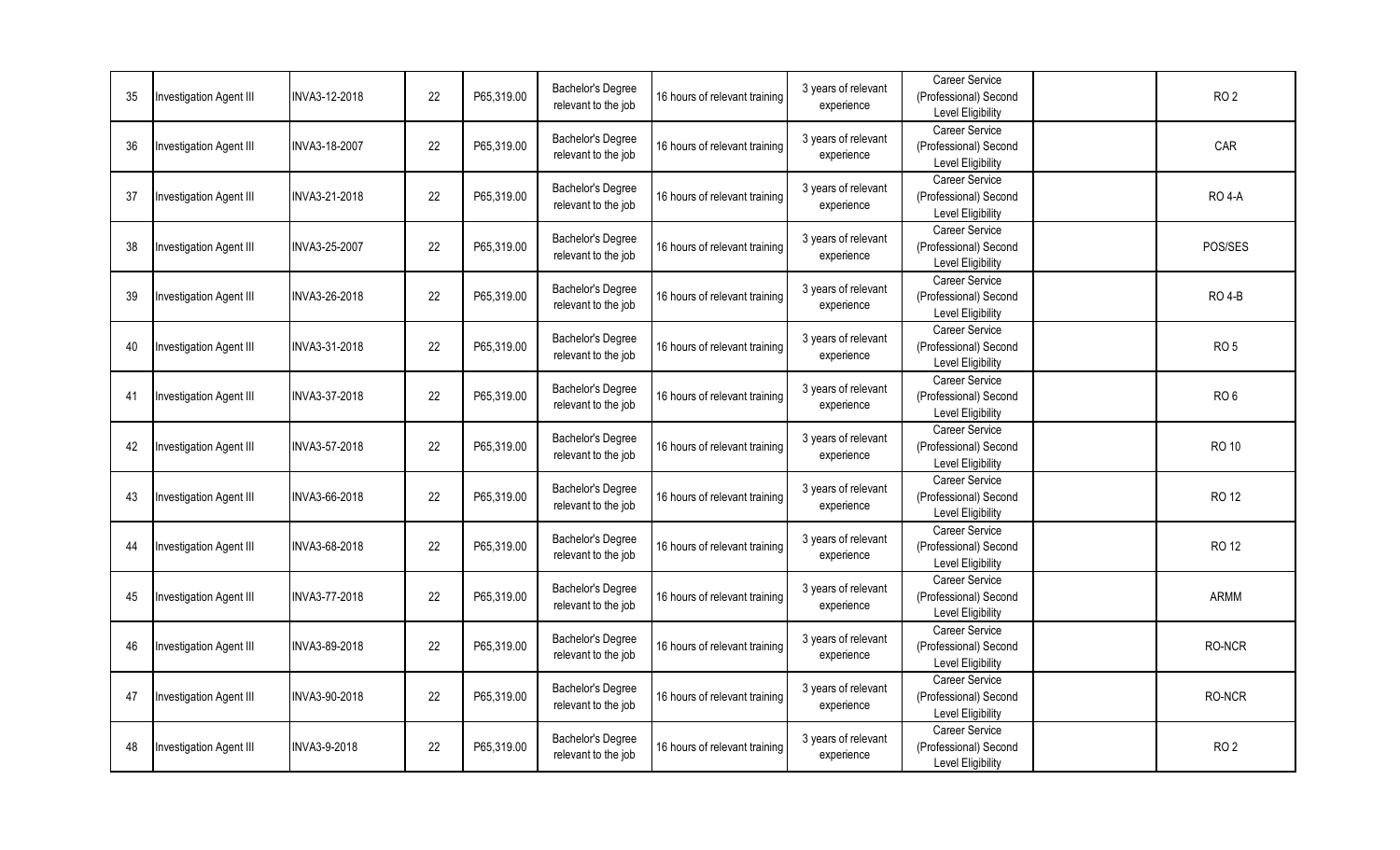| 35 | Investigation Agent III | INVA3-12-2018 | 22 | P65,319.00 | Bachelor's Degree relevant to the job | 16 hours of relevant training | 3 years of relevant experience | Career Service (Professional) Second Level Eligibility | | RO 2 |
|---|---|---|---|---|---|---|---|---|---|---|
| 36 | Investigation Agent III | INVA3-18-2007 | 22 | P65,319.00 | Bachelor's Degree relevant to the job | 16 hours of relevant training | 3 years of relevant experience | Career Service (Professional) Second Level Eligibility | | CAR |
| 37 | Investigation Agent III | INVA3-21-2018 | 22 | P65,319.00 | Bachelor's Degree relevant to the job | 16 hours of relevant training | 3 years of relevant experience | Career Service (Professional) Second Level Eligibility | | RO 4-A |
| 38 | Investigation Agent III | INVA3-25-2007 | 22 | P65,319.00 | Bachelor's Degree relevant to the job | 16 hours of relevant training | 3 years of relevant experience | Career Service (Professional) Second Level Eligibility | | POS/SES |
| 39 | Investigation Agent III | INVA3-26-2018 | 22 | P65,319.00 | Bachelor's Degree relevant to the job | 16 hours of relevant training | 3 years of relevant experience | Career Service (Professional) Second Level Eligibility | | RO 4-B |
| 40 | Investigation Agent III | INVA3-31-2018 | 22 | P65,319.00 | Bachelor's Degree relevant to the job | 16 hours of relevant training | 3 years of relevant experience | Career Service (Professional) Second Level Eligibility | | RO 5 |
| 41 | Investigation Agent III | INVA3-37-2018 | 22 | P65,319.00 | Bachelor's Degree relevant to the job | 16 hours of relevant training | 3 years of relevant experience | Career Service (Professional) Second Level Eligibility | | RO 6 |
| 42 | Investigation Agent III | INVA3-57-2018 | 22 | P65,319.00 | Bachelor's Degree relevant to the job | 16 hours of relevant training | 3 years of relevant experience | Career Service (Professional) Second Level Eligibility | | RO 10 |
| 43 | Investigation Agent III | INVA3-66-2018 | 22 | P65,319.00 | Bachelor's Degree relevant to the job | 16 hours of relevant training | 3 years of relevant experience | Career Service (Professional) Second Level Eligibility | | RO 12 |
| 44 | Investigation Agent III | INVA3-68-2018 | 22 | P65,319.00 | Bachelor's Degree relevant to the job | 16 hours of relevant training | 3 years of relevant experience | Career Service (Professional) Second Level Eligibility | | RO 12 |
| 45 | Investigation Agent III | INVA3-77-2018 | 22 | P65,319.00 | Bachelor's Degree relevant to the job | 16 hours of relevant training | 3 years of relevant experience | Career Service (Professional) Second Level Eligibility | | ARMM |
| 46 | Investigation Agent III | INVA3-89-2018 | 22 | P65,319.00 | Bachelor's Degree relevant to the job | 16 hours of relevant training | 3 years of relevant experience | Career Service (Professional) Second Level Eligibility | | RO-NCR |
| 47 | Investigation Agent III | INVA3-90-2018 | 22 | P65,319.00 | Bachelor's Degree relevant to the job | 16 hours of relevant training | 3 years of relevant experience | Career Service (Professional) Second Level Eligibility | | RO-NCR |
| 48 | Investigation Agent III | INVA3-9-2018 | 22 | P65,319.00 | Bachelor's Degree relevant to the job | 16 hours of relevant training | 3 years of relevant experience | Career Service (Professional) Second Level Eligibility | | RO 2 |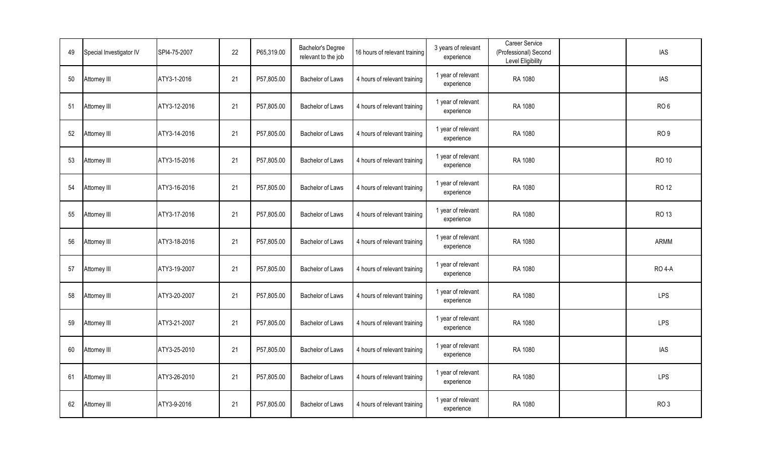| 49 | Special Investigator IV | SPI4-75-2007 | 22 | P65,319.00 | Bachelor's Degree relevant to the job | 16 hours of relevant training | 3 years of relevant experience | Career Service (Professional) Second Level Eligibility | | IAS |
|---|---|---|---|---|---|---|---|---|---|---|
| 50 | Attorney III | ATY3-1-2016 | 21 | P57,805.00 | Bachelor of Laws | 4 hours of relevant training | 1 year of relevant experience | RA 1080 | | IAS |
| 51 | Attorney III | ATY3-12-2016 | 21 | P57,805.00 | Bachelor of Laws | 4 hours of relevant training | 1 year of relevant experience | RA 1080 | | RO 6 |
| 52 | Attorney III | ATY3-14-2016 | 21 | P57,805.00 | Bachelor of Laws | 4 hours of relevant training | 1 year of relevant experience | RA 1080 | | RO 9 |
| 53 | Attorney III | ATY3-15-2016 | 21 | P57,805.00 | Bachelor of Laws | 4 hours of relevant training | 1 year of relevant experience | RA 1080 | | RO 10 |
| 54 | Attorney III | ATY3-16-2016 | 21 | P57,805.00 | Bachelor of Laws | 4 hours of relevant training | 1 year of relevant experience | RA 1080 | | RO 12 |
| 55 | Attorney III | ATY3-17-2016 | 21 | P57,805.00 | Bachelor of Laws | 4 hours of relevant training | 1 year of relevant experience | RA 1080 | | RO 13 |
| 56 | Attorney III | ATY3-18-2016 | 21 | P57,805.00 | Bachelor of Laws | 4 hours of relevant training | 1 year of relevant experience | RA 1080 | | ARMM |
| 57 | Attorney III | ATY3-19-2007 | 21 | P57,805.00 | Bachelor of Laws | 4 hours of relevant training | 1 year of relevant experience | RA 1080 | | RO 4-A |
| 58 | Attorney III | ATY3-20-2007 | 21 | P57,805.00 | Bachelor of Laws | 4 hours of relevant training | 1 year of relevant experience | RA 1080 | | LPS |
| 59 | Attorney III | ATY3-21-2007 | 21 | P57,805.00 | Bachelor of Laws | 4 hours of relevant training | 1 year of relevant experience | RA 1080 | | LPS |
| 60 | Attorney III | ATY3-25-2010 | 21 | P57,805.00 | Bachelor of Laws | 4 hours of relevant training | 1 year of relevant experience | RA 1080 | | IAS |
| 61 | Attorney III | ATY3-26-2010 | 21 | P57,805.00 | Bachelor of Laws | 4 hours of relevant training | 1 year of relevant experience | RA 1080 | | LPS |
| 62 | Attorney III | ATY3-9-2016 | 21 | P57,805.00 | Bachelor of Laws | 4 hours of relevant training | 1 year of relevant experience | RA 1080 | | RO 3 |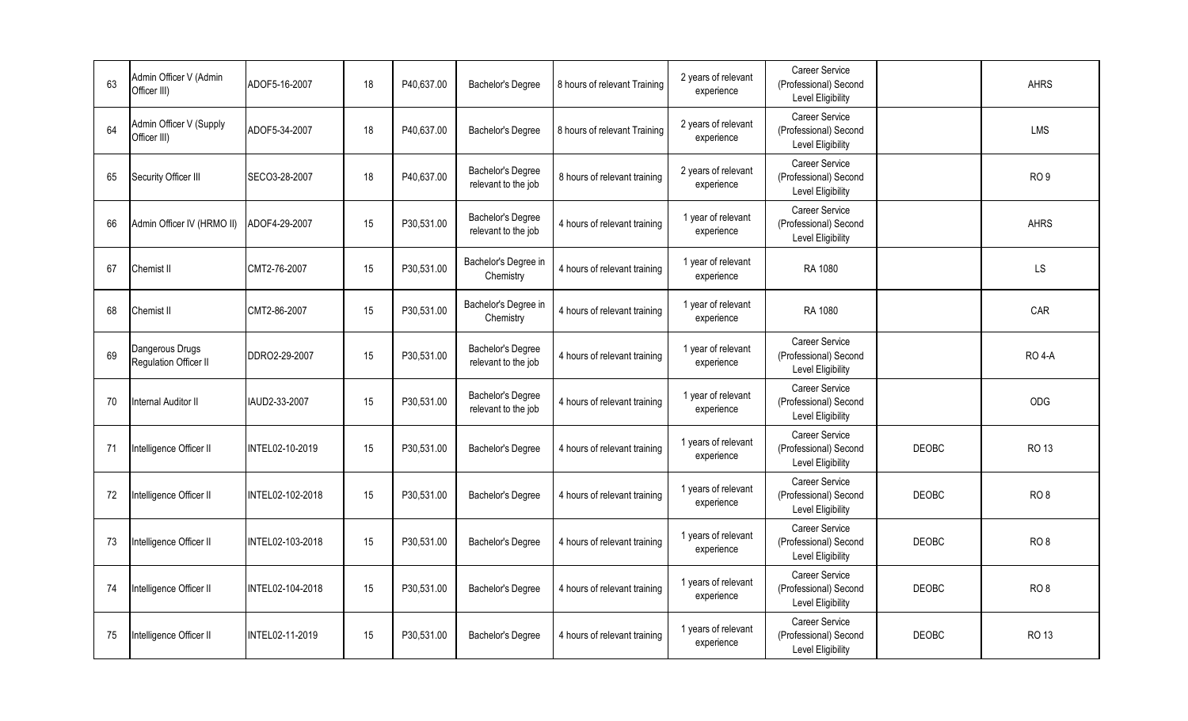| | | | | | | | | | | |
|---|---|---|---|---|---|---|---|---|---|---|
| 63 | Admin Officer V (Admin Officer III) | ADOF5-16-2007 | 18 | P40,637.00 | Bachelor's Degree | 8 hours of relevant Training | 2 years of relevant experience | Career Service (Professional) Second Level Eligibility | | AHRS |
| 64 | Admin Officer V (Supply Officer III) | ADOF5-34-2007 | 18 | P40,637.00 | Bachelor's Degree | 8 hours of relevant Training | 2 years of relevant experience | Career Service (Professional) Second Level Eligibility | | LMS |
| 65 | Security Officer III | SECO3-28-2007 | 18 | P40,637.00 | Bachelor's Degree relevant to the job | 8 hours of relevant training | 2 years of relevant experience | Career Service (Professional) Second Level Eligibility | | RO 9 |
| 66 | Admin Officer IV (HRMO II) | ADOF4-29-2007 | 15 | P30,531.00 | Bachelor's Degree relevant to the job | 4 hours of relevant training | 1 year of relevant experience | Career Service (Professional) Second Level Eligibility | | AHRS |
| 67 | Chemist II | CMT2-76-2007 | 15 | P30,531.00 | Bachelor's Degree in Chemistry | 4 hours of relevant training | 1 year of relevant experience | RA 1080 | | LS |
| 68 | Chemist II | CMT2-86-2007 | 15 | P30,531.00 | Bachelor's Degree in Chemistry | 4 hours of relevant training | 1 year of relevant experience | RA 1080 | | CAR |
| 69 | Dangerous Drugs Regulation Officer II | DDRO2-29-2007 | 15 | P30,531.00 | Bachelor's Degree relevant to the job | 4 hours of relevant training | 1 year of relevant experience | Career Service (Professional) Second Level Eligibility | | RO 4-A |
| 70 | Internal Auditor II | IAUD2-33-2007 | 15 | P30,531.00 | Bachelor's Degree relevant to the job | 4 hours of relevant training | 1 year of relevant experience | Career Service (Professional) Second Level Eligibility | | ODG |
| 71 | Intelligence Officer II | INTEL02-10-2019 | 15 | P30,531.00 | Bachelor's Degree | 4 hours of relevant training | 1 years of relevant experience | Career Service (Professional) Second Level Eligibility | DEOBC | RO 13 |
| 72 | Intelligence Officer II | INTEL02-102-2018 | 15 | P30,531.00 | Bachelor's Degree | 4 hours of relevant training | 1 years of relevant experience | Career Service (Professional) Second Level Eligibility | DEOBC | RO 8 |
| 73 | Intelligence Officer II | INTEL02-103-2018 | 15 | P30,531.00 | Bachelor's Degree | 4 hours of relevant training | 1 years of relevant experience | Career Service (Professional) Second Level Eligibility | DEOBC | RO 8 |
| 74 | Intelligence Officer II | INTEL02-104-2018 | 15 | P30,531.00 | Bachelor's Degree | 4 hours of relevant training | 1 years of relevant experience | Career Service (Professional) Second Level Eligibility | DEOBC | RO 8 |
| 75 | Intelligence Officer II | INTEL02-11-2019 | 15 | P30,531.00 | Bachelor's Degree | 4 hours of relevant training | 1 years of relevant experience | Career Service (Professional) Second Level Eligibility | DEOBC | RO 13 |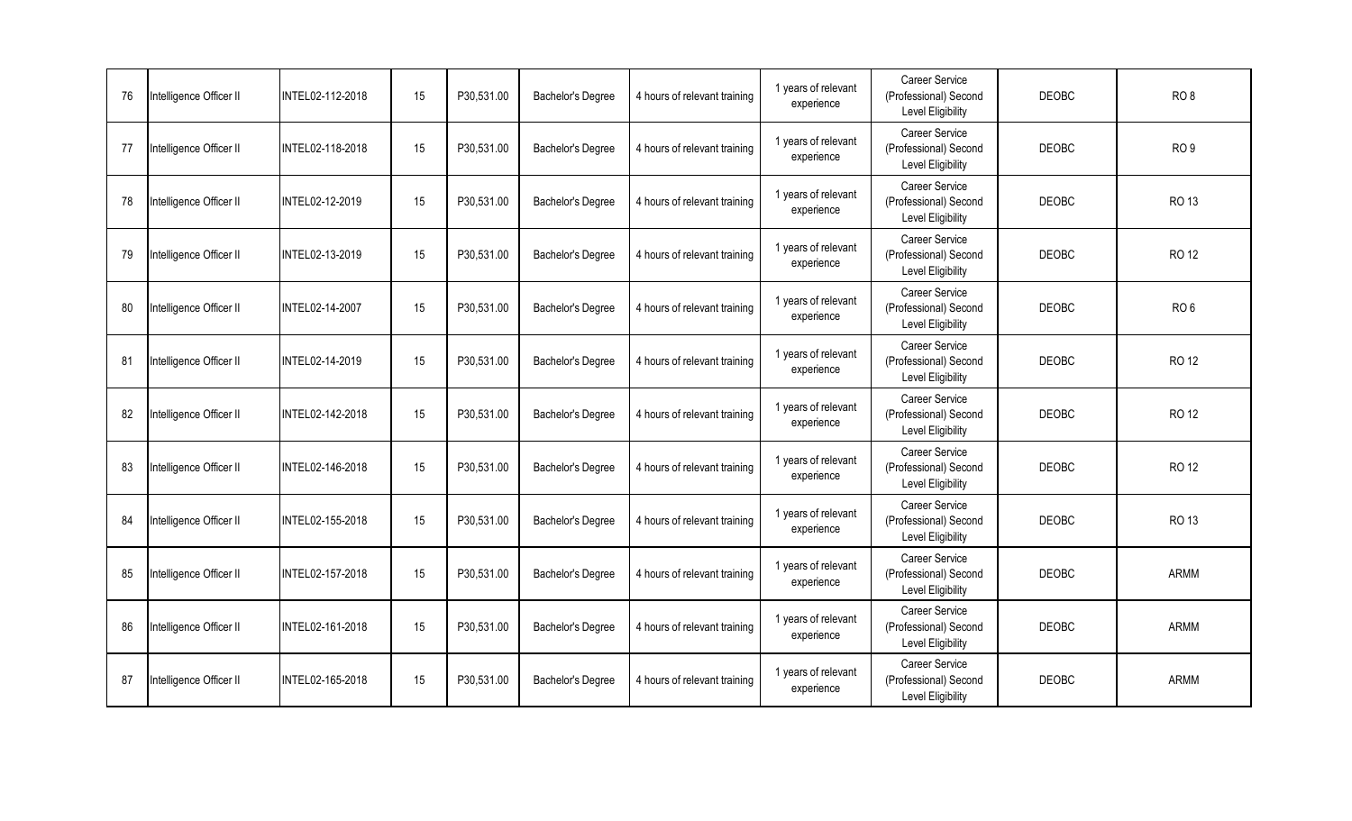| 76 | Intelligence Officer II | INTEL02-112-2018 | 15 | P30,531.00 | Bachelor's Degree | 4 hours of relevant training | 1 years of relevant experience | Career Service (Professional) Second Level Eligibility | DEOBC | RO 8 |
|---|---|---|---|---|---|---|---|---|---|---|
| 77 | Intelligence Officer II | INTEL02-118-2018 | 15 | P30,531.00 | Bachelor's Degree | 4 hours of relevant training | 1 years of relevant experience | Career Service (Professional) Second Level Eligibility | DEOBC | RO 9 |
| 78 | Intelligence Officer II | INTEL02-12-2019 | 15 | P30,531.00 | Bachelor's Degree | 4 hours of relevant training | 1 years of relevant experience | Career Service (Professional) Second Level Eligibility | DEOBC | RO 13 |
| 79 | Intelligence Officer II | INTEL02-13-2019 | 15 | P30,531.00 | Bachelor's Degree | 4 hours of relevant training | 1 years of relevant experience | Career Service (Professional) Second Level Eligibility | DEOBC | RO 12 |
| 80 | Intelligence Officer II | INTEL02-14-2007 | 15 | P30,531.00 | Bachelor's Degree | 4 hours of relevant training | 1 years of relevant experience | Career Service (Professional) Second Level Eligibility | DEOBC | RO 6 |
| 81 | Intelligence Officer II | INTEL02-14-2019 | 15 | P30,531.00 | Bachelor's Degree | 4 hours of relevant training | 1 years of relevant experience | Career Service (Professional) Second Level Eligibility | DEOBC | RO 12 |
| 82 | Intelligence Officer II | INTEL02-142-2018 | 15 | P30,531.00 | Bachelor's Degree | 4 hours of relevant training | 1 years of relevant experience | Career Service (Professional) Second Level Eligibility | DEOBC | RO 12 |
| 83 | Intelligence Officer II | INTEL02-146-2018 | 15 | P30,531.00 | Bachelor's Degree | 4 hours of relevant training | 1 years of relevant experience | Career Service (Professional) Second Level Eligibility | DEOBC | RO 12 |
| 84 | Intelligence Officer II | INTEL02-155-2018 | 15 | P30,531.00 | Bachelor's Degree | 4 hours of relevant training | 1 years of relevant experience | Career Service (Professional) Second Level Eligibility | DEOBC | RO 13 |
| 85 | Intelligence Officer II | INTEL02-157-2018 | 15 | P30,531.00 | Bachelor's Degree | 4 hours of relevant training | 1 years of relevant experience | Career Service (Professional) Second Level Eligibility | DEOBC | ARMM |
| 86 | Intelligence Officer II | INTEL02-161-2018 | 15 | P30,531.00 | Bachelor's Degree | 4 hours of relevant training | 1 years of relevant experience | Career Service (Professional) Second Level Eligibility | DEOBC | ARMM |
| 87 | Intelligence Officer II | INTEL02-165-2018 | 15 | P30,531.00 | Bachelor's Degree | 4 hours of relevant training | 1 years of relevant experience | Career Service (Professional) Second Level Eligibility | DEOBC | ARMM |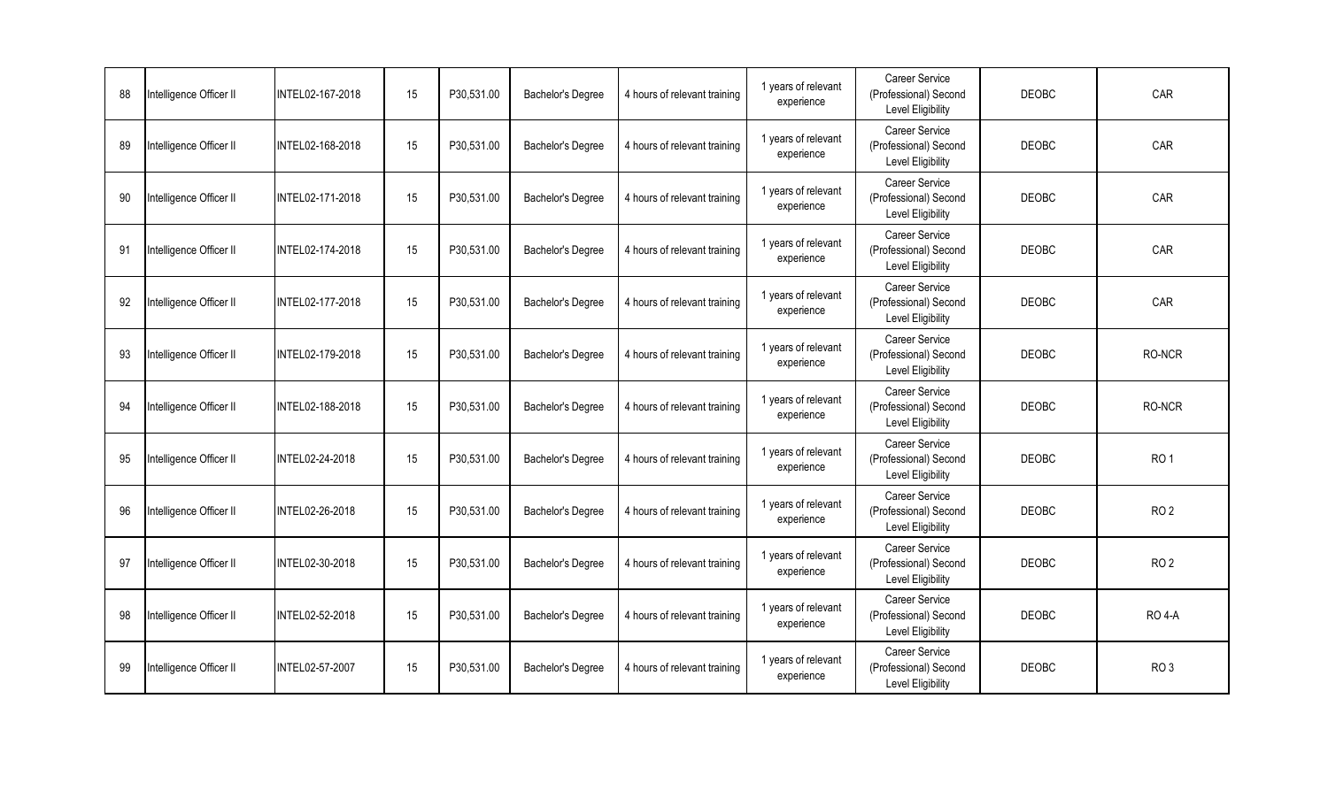| 88 | Intelligence Officer II | INTEL02-167-2018 | 15 | P30,531.00 | Bachelor's Degree | 4 hours of relevant training | 1 years of relevant experience | Career Service (Professional) Second Level Eligibility | DEOBC | CAR |
|---|---|---|---|---|---|---|---|---|---|---|
| 89 | Intelligence Officer II | INTEL02-168-2018 | 15 | P30,531.00 | Bachelor's Degree | 4 hours of relevant training | 1 years of relevant experience | Career Service (Professional) Second Level Eligibility | DEOBC | CAR |
| 90 | Intelligence Officer II | INTEL02-171-2018 | 15 | P30,531.00 | Bachelor's Degree | 4 hours of relevant training | 1 years of relevant experience | Career Service (Professional) Second Level Eligibility | DEOBC | CAR |
| 91 | Intelligence Officer II | INTEL02-174-2018 | 15 | P30,531.00 | Bachelor's Degree | 4 hours of relevant training | 1 years of relevant experience | Career Service (Professional) Second Level Eligibility | DEOBC | CAR |
| 92 | Intelligence Officer II | INTEL02-177-2018 | 15 | P30,531.00 | Bachelor's Degree | 4 hours of relevant training | 1 years of relevant experience | Career Service (Professional) Second Level Eligibility | DEOBC | CAR |
| 93 | Intelligence Officer II | INTEL02-179-2018 | 15 | P30,531.00 | Bachelor's Degree | 4 hours of relevant training | 1 years of relevant experience | Career Service (Professional) Second Level Eligibility | DEOBC | RO-NCR |
| 94 | Intelligence Officer II | INTEL02-188-2018 | 15 | P30,531.00 | Bachelor's Degree | 4 hours of relevant training | 1 years of relevant experience | Career Service (Professional) Second Level Eligibility | DEOBC | RO-NCR |
| 95 | Intelligence Officer II | INTEL02-24-2018 | 15 | P30,531.00 | Bachelor's Degree | 4 hours of relevant training | 1 years of relevant experience | Career Service (Professional) Second Level Eligibility | DEOBC | RO 1 |
| 96 | Intelligence Officer II | INTEL02-26-2018 | 15 | P30,531.00 | Bachelor's Degree | 4 hours of relevant training | 1 years of relevant experience | Career Service (Professional) Second Level Eligibility | DEOBC | RO 2 |
| 97 | Intelligence Officer II | INTEL02-30-2018 | 15 | P30,531.00 | Bachelor's Degree | 4 hours of relevant training | 1 years of relevant experience | Career Service (Professional) Second Level Eligibility | DEOBC | RO 2 |
| 98 | Intelligence Officer II | INTEL02-52-2018 | 15 | P30,531.00 | Bachelor's Degree | 4 hours of relevant training | 1 years of relevant experience | Career Service (Professional) Second Level Eligibility | DEOBC | RO 4-A |
| 99 | Intelligence Officer II | INTEL02-57-2007 | 15 | P30,531.00 | Bachelor's Degree | 4 hours of relevant training | 1 years of relevant experience | Career Service (Professional) Second Level Eligibility | DEOBC | RO 3 |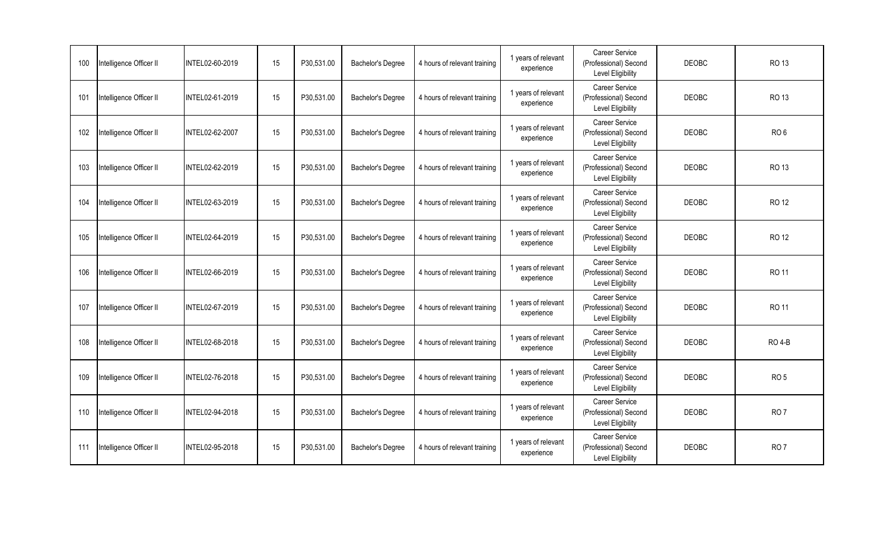| 100 | Intelligence Officer II | INTEL02-60-2019 | 15 | P30,531.00 | Bachelor's Degree | 4 hours of relevant training | 1 years of relevant experience | Career Service (Professional) Second Level Eligibility | DEOBC | RO 13 |
|---|---|---|---|---|---|---|---|---|---|---|
| 101 | Intelligence Officer II | INTEL02-61-2019 | 15 | P30,531.00 | Bachelor's Degree | 4 hours of relevant training | 1 years of relevant experience | Career Service (Professional) Second Level Eligibility | DEOBC | RO 13 |
| 102 | Intelligence Officer II | INTEL02-62-2007 | 15 | P30,531.00 | Bachelor's Degree | 4 hours of relevant training | 1 years of relevant experience | Career Service (Professional) Second Level Eligibility | DEOBC | RO 6 |
| 103 | Intelligence Officer II | INTEL02-62-2019 | 15 | P30,531.00 | Bachelor's Degree | 4 hours of relevant training | 1 years of relevant experience | Career Service (Professional) Second Level Eligibility | DEOBC | RO 13 |
| 104 | Intelligence Officer II | INTEL02-63-2019 | 15 | P30,531.00 | Bachelor's Degree | 4 hours of relevant training | 1 years of relevant experience | Career Service (Professional) Second Level Eligibility | DEOBC | RO 12 |
| 105 | Intelligence Officer II | INTEL02-64-2019 | 15 | P30,531.00 | Bachelor's Degree | 4 hours of relevant training | 1 years of relevant experience | Career Service (Professional) Second Level Eligibility | DEOBC | RO 12 |
| 106 | Intelligence Officer II | INTEL02-66-2019 | 15 | P30,531.00 | Bachelor's Degree | 4 hours of relevant training | 1 years of relevant experience | Career Service (Professional) Second Level Eligibility | DEOBC | RO 11 |
| 107 | Intelligence Officer II | INTEL02-67-2019 | 15 | P30,531.00 | Bachelor's Degree | 4 hours of relevant training | 1 years of relevant experience | Career Service (Professional) Second Level Eligibility | DEOBC | RO 11 |
| 108 | Intelligence Officer II | INTEL02-68-2018 | 15 | P30,531.00 | Bachelor's Degree | 4 hours of relevant training | 1 years of relevant experience | Career Service (Professional) Second Level Eligibility | DEOBC | RO 4-B |
| 109 | Intelligence Officer II | INTEL02-76-2018 | 15 | P30,531.00 | Bachelor's Degree | 4 hours of relevant training | 1 years of relevant experience | Career Service (Professional) Second Level Eligibility | DEOBC | RO 5 |
| 110 | Intelligence Officer II | INTEL02-94-2018 | 15 | P30,531.00 | Bachelor's Degree | 4 hours of relevant training | 1 years of relevant experience | Career Service (Professional) Second Level Eligibility | DEOBC | RO 7 |
| 111 | Intelligence Officer II | INTEL02-95-2018 | 15 | P30,531.00 | Bachelor's Degree | 4 hours of relevant training | 1 years of relevant experience | Career Service (Professional) Second Level Eligibility | DEOBC | RO 7 |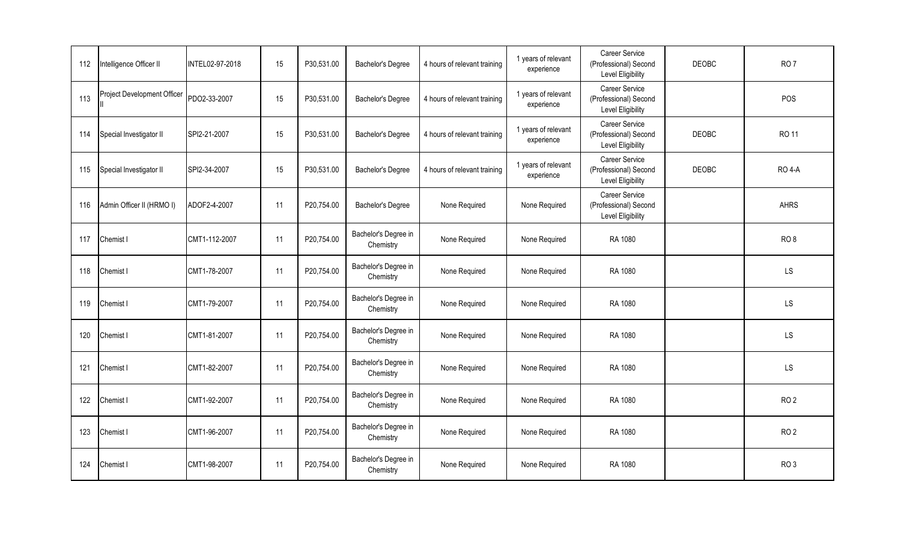| 112 | Intelligence Officer II | INTEL02-97-2018 | 15 | P30,531.00 | Bachelor's Degree | 4 hours of relevant training | 1 years of relevant experience | Career Service (Professional) Second Level Eligibility | DEOBC | RO 7 |
|---|---|---|---|---|---|---|---|---|---|---|
| 113 | Project Development Officer II | PDO2-33-2007 | 15 | P30,531.00 | Bachelor's Degree | 4 hours of relevant training | 1 years of relevant experience | Career Service (Professional) Second Level Eligibility | | POS |
| 114 | Special Investigator II | SPI2-21-2007 | 15 | P30,531.00 | Bachelor's Degree | 4 hours of relevant training | 1 years of relevant experience | Career Service (Professional) Second Level Eligibility | DEOBC | RO 11 |
| 115 | Special Investigator II | SPI2-34-2007 | 15 | P30,531.00 | Bachelor's Degree | 4 hours of relevant training | 1 years of relevant experience | Career Service (Professional) Second Level Eligibility | DEOBC | RO 4-A |
| 116 | Admin Officer II (HRMO I) | ADOF2-4-2007 | 11 | P20,754.00 | Bachelor's Degree | None Required | None Required | Career Service (Professional) Second Level Eligibility | | AHRS |
| 117 | Chemist I | CMT1-112-2007 | 11 | P20,754.00 | Bachelor's Degree in Chemistry | None Required | None Required | RA 1080 | | RO 8 |
| 118 | Chemist I | CMT1-78-2007 | 11 | P20,754.00 | Bachelor's Degree in Chemistry | None Required | None Required | RA 1080 | | LS |
| 119 | Chemist I | CMT1-79-2007 | 11 | P20,754.00 | Bachelor's Degree in Chemistry | None Required | None Required | RA 1080 | | LS |
| 120 | Chemist I | CMT1-81-2007 | 11 | P20,754.00 | Bachelor's Degree in Chemistry | None Required | None Required | RA 1080 | | LS |
| 121 | Chemist I | CMT1-82-2007 | 11 | P20,754.00 | Bachelor's Degree in Chemistry | None Required | None Required | RA 1080 | | LS |
| 122 | Chemist I | CMT1-92-2007 | 11 | P20,754.00 | Bachelor's Degree in Chemistry | None Required | None Required | RA 1080 | | RO 2 |
| 123 | Chemist I | CMT1-96-2007 | 11 | P20,754.00 | Bachelor's Degree in Chemistry | None Required | None Required | RA 1080 | | RO 2 |
| 124 | Chemist I | CMT1-98-2007 | 11 | P20,754.00 | Bachelor's Degree in Chemistry | None Required | None Required | RA 1080 | | RO 3 |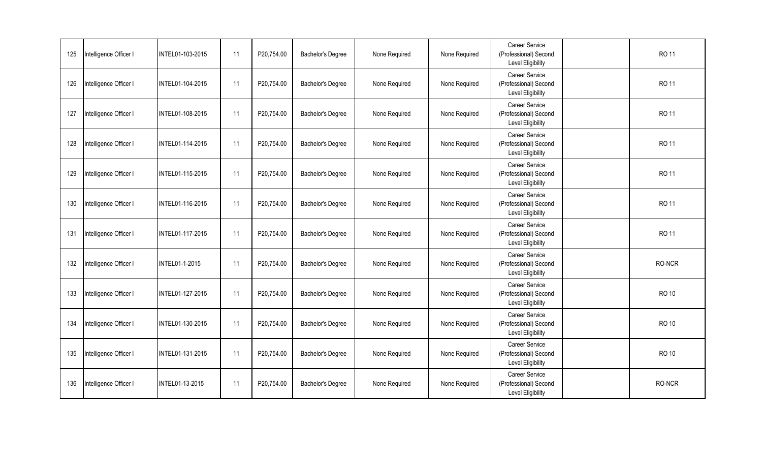| | | | | | | | | | | |
|---|---|---|---|---|---|---|---|---|---|---|
| 125 | Intelligence Officer I | INTEL01-103-2015 | 11 | P20,754.00 | Bachelor's Degree | None Required | None Required | Career Service (Professional) Second Level Eligibility | | RO 11 |
| 126 | Intelligence Officer I | INTEL01-104-2015 | 11 | P20,754.00 | Bachelor's Degree | None Required | None Required | Career Service (Professional) Second Level Eligibility | | RO 11 |
| 127 | Intelligence Officer I | INTEL01-108-2015 | 11 | P20,754.00 | Bachelor's Degree | None Required | None Required | Career Service (Professional) Second Level Eligibility | | RO 11 |
| 128 | Intelligence Officer I | INTEL01-114-2015 | 11 | P20,754.00 | Bachelor's Degree | None Required | None Required | Career Service (Professional) Second Level Eligibility | | RO 11 |
| 129 | Intelligence Officer I | INTEL01-115-2015 | 11 | P20,754.00 | Bachelor's Degree | None Required | None Required | Career Service (Professional) Second Level Eligibility | | RO 11 |
| 130 | Intelligence Officer I | INTEL01-116-2015 | 11 | P20,754.00 | Bachelor's Degree | None Required | None Required | Career Service (Professional) Second Level Eligibility | | RO 11 |
| 131 | Intelligence Officer I | INTEL01-117-2015 | 11 | P20,754.00 | Bachelor's Degree | None Required | None Required | Career Service (Professional) Second Level Eligibility | | RO 11 |
| 132 | Intelligence Officer I | INTEL01-1-2015 | 11 | P20,754.00 | Bachelor's Degree | None Required | None Required | Career Service (Professional) Second Level Eligibility | | RO-NCR |
| 133 | Intelligence Officer I | INTEL01-127-2015 | 11 | P20,754.00 | Bachelor's Degree | None Required | None Required | Career Service (Professional) Second Level Eligibility | | RO 10 |
| 134 | Intelligence Officer I | INTEL01-130-2015 | 11 | P20,754.00 | Bachelor's Degree | None Required | None Required | Career Service (Professional) Second Level Eligibility | | RO 10 |
| 135 | Intelligence Officer I | INTEL01-131-2015 | 11 | P20,754.00 | Bachelor's Degree | None Required | None Required | Career Service (Professional) Second Level Eligibility | | RO 10 |
| 136 | Intelligence Officer I | INTEL01-13-2015 | 11 | P20,754.00 | Bachelor's Degree | None Required | None Required | Career Service (Professional) Second Level Eligibility | | RO-NCR |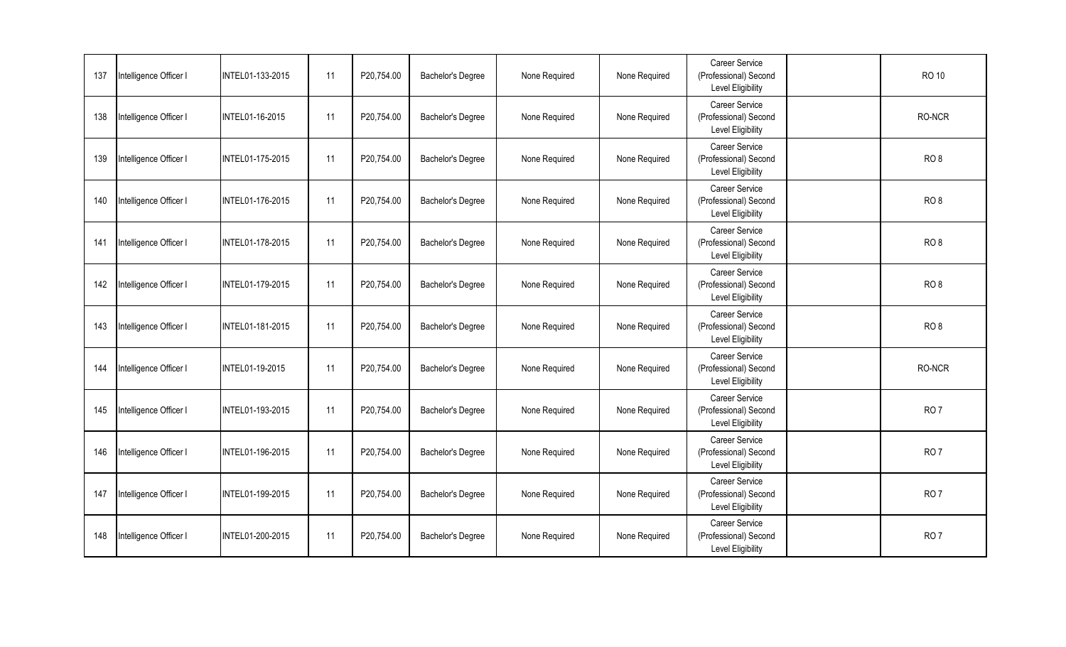| 137 | Intelligence Officer I | INTEL01-133-2015 | 11 | P20,754.00 | Bachelor's Degree | None Required | None Required | Career Service (Professional) Second Level Eligibility | | RO 10 |
|---|---|---|---|---|---|---|---|---|---|---|
| 138 | Intelligence Officer I | INTEL01-16-2015 | 11 | P20,754.00 | Bachelor's Degree | None Required | None Required | Career Service (Professional) Second Level Eligibility | | RO-NCR |
| 139 | Intelligence Officer I | INTEL01-175-2015 | 11 | P20,754.00 | Bachelor's Degree | None Required | None Required | Career Service (Professional) Second Level Eligibility | | RO 8 |
| 140 | Intelligence Officer I | INTEL01-176-2015 | 11 | P20,754.00 | Bachelor's Degree | None Required | None Required | Career Service (Professional) Second Level Eligibility | | RO 8 |
| 141 | Intelligence Officer I | INTEL01-178-2015 | 11 | P20,754.00 | Bachelor's Degree | None Required | None Required | Career Service (Professional) Second Level Eligibility | | RO 8 |
| 142 | Intelligence Officer I | INTEL01-179-2015 | 11 | P20,754.00 | Bachelor's Degree | None Required | None Required | Career Service (Professional) Second Level Eligibility | | RO 8 |
| 143 | Intelligence Officer I | INTEL01-181-2015 | 11 | P20,754.00 | Bachelor's Degree | None Required | None Required | Career Service (Professional) Second Level Eligibility | | RO 8 |
| 144 | Intelligence Officer I | INTEL01-19-2015 | 11 | P20,754.00 | Bachelor's Degree | None Required | None Required | Career Service (Professional) Second Level Eligibility | | RO-NCR |
| 145 | Intelligence Officer I | INTEL01-193-2015 | 11 | P20,754.00 | Bachelor's Degree | None Required | None Required | Career Service (Professional) Second Level Eligibility | | RO 7 |
| 146 | Intelligence Officer I | INTEL01-196-2015 | 11 | P20,754.00 | Bachelor's Degree | None Required | None Required | Career Service (Professional) Second Level Eligibility | | RO 7 |
| 147 | Intelligence Officer I | INTEL01-199-2015 | 11 | P20,754.00 | Bachelor's Degree | None Required | None Required | Career Service (Professional) Second Level Eligibility | | RO 7 |
| 148 | Intelligence Officer I | INTEL01-200-2015 | 11 | P20,754.00 | Bachelor's Degree | None Required | None Required | Career Service (Professional) Second Level Eligibility | | RO 7 |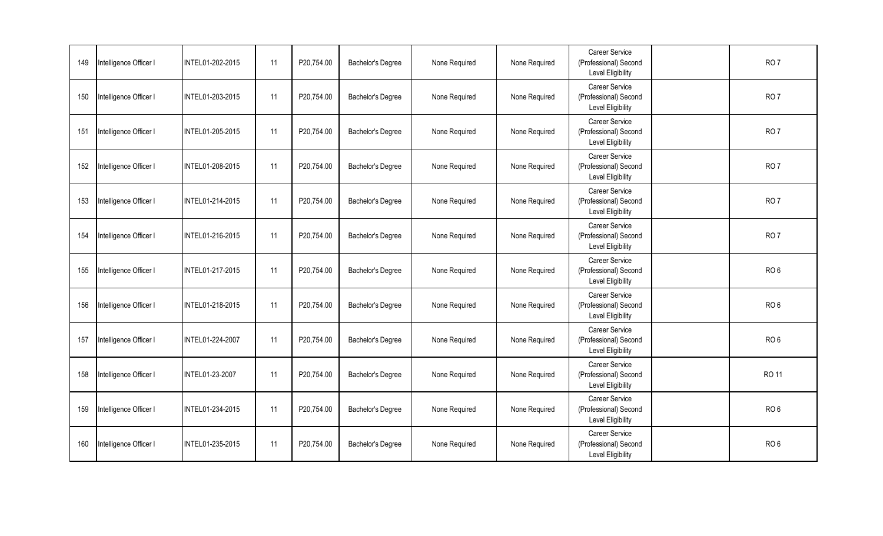| 149 | Intelligence Officer I | INTEL01-202-2015 | 11 | P20,754.00 | Bachelor's Degree | None Required | None Required | Career Service (Professional) Second Level Eligibility | | RO 7 |
|---|---|---|---|---|---|---|---|---|---|---|
| 150 | Intelligence Officer I | INTEL01-203-2015 | 11 | P20,754.00 | Bachelor's Degree | None Required | None Required | Career Service (Professional) Second Level Eligibility | | RO 7 |
| 151 | Intelligence Officer I | INTEL01-205-2015 | 11 | P20,754.00 | Bachelor's Degree | None Required | None Required | Career Service (Professional) Second Level Eligibility | | RO 7 |
| 152 | Intelligence Officer I | INTEL01-208-2015 | 11 | P20,754.00 | Bachelor's Degree | None Required | None Required | Career Service (Professional) Second Level Eligibility | | RO 7 |
| 153 | Intelligence Officer I | INTEL01-214-2015 | 11 | P20,754.00 | Bachelor's Degree | None Required | None Required | Career Service (Professional) Second Level Eligibility | | RO 7 |
| 154 | Intelligence Officer I | INTEL01-216-2015 | 11 | P20,754.00 | Bachelor's Degree | None Required | None Required | Career Service (Professional) Second Level Eligibility | | RO 7 |
| 155 | Intelligence Officer I | INTEL01-217-2015 | 11 | P20,754.00 | Bachelor's Degree | None Required | None Required | Career Service (Professional) Second Level Eligibility | | RO 6 |
| 156 | Intelligence Officer I | INTEL01-218-2015 | 11 | P20,754.00 | Bachelor's Degree | None Required | None Required | Career Service (Professional) Second Level Eligibility | | RO 6 |
| 157 | Intelligence Officer I | INTEL01-224-2007 | 11 | P20,754.00 | Bachelor's Degree | None Required | None Required | Career Service (Professional) Second Level Eligibility | | RO 6 |
| 158 | Intelligence Officer I | INTEL01-23-2007 | 11 | P20,754.00 | Bachelor's Degree | None Required | None Required | Career Service (Professional) Second Level Eligibility | | RO 11 |
| 159 | Intelligence Officer I | INTEL01-234-2015 | 11 | P20,754.00 | Bachelor's Degree | None Required | None Required | Career Service (Professional) Second Level Eligibility | | RO 6 |
| 160 | Intelligence Officer I | INTEL01-235-2015 | 11 | P20,754.00 | Bachelor's Degree | None Required | None Required | Career Service (Professional) Second Level Eligibility | | RO 6 |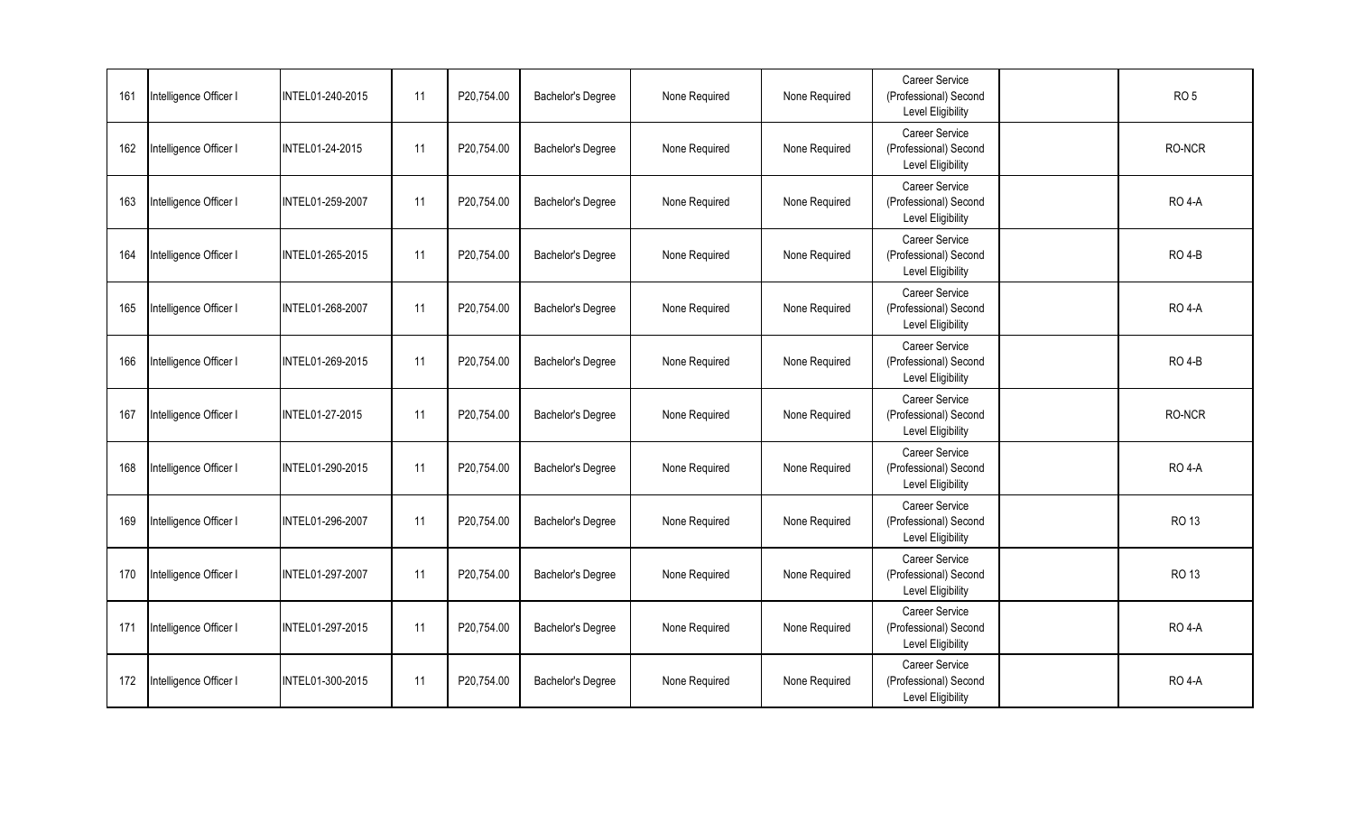| | | | | | | | | | | |
|---|---|---|---|---|---|---|---|---|---|---|
| 161 | Intelligence Officer I | INTEL01-240-2015 | 11 | P20,754.00 | Bachelor's Degree | None Required | None Required | Career Service (Professional) Second Level Eligibility | | RO 5 |
| 162 | Intelligence Officer I | INTEL01-24-2015 | 11 | P20,754.00 | Bachelor's Degree | None Required | None Required | Career Service (Professional) Second Level Eligibility | | RO-NCR |
| 163 | Intelligence Officer I | INTEL01-259-2007 | 11 | P20,754.00 | Bachelor's Degree | None Required | None Required | Career Service (Professional) Second Level Eligibility | | RO 4-A |
| 164 | Intelligence Officer I | INTEL01-265-2015 | 11 | P20,754.00 | Bachelor's Degree | None Required | None Required | Career Service (Professional) Second Level Eligibility | | RO 4-B |
| 165 | Intelligence Officer I | INTEL01-268-2007 | 11 | P20,754.00 | Bachelor's Degree | None Required | None Required | Career Service (Professional) Second Level Eligibility | | RO 4-A |
| 166 | Intelligence Officer I | INTEL01-269-2015 | 11 | P20,754.00 | Bachelor's Degree | None Required | None Required | Career Service (Professional) Second Level Eligibility | | RO 4-B |
| 167 | Intelligence Officer I | INTEL01-27-2015 | 11 | P20,754.00 | Bachelor's Degree | None Required | None Required | Career Service (Professional) Second Level Eligibility | | RO-NCR |
| 168 | Intelligence Officer I | INTEL01-290-2015 | 11 | P20,754.00 | Bachelor's Degree | None Required | None Required | Career Service (Professional) Second Level Eligibility | | RO 4-A |
| 169 | Intelligence Officer I | INTEL01-296-2007 | 11 | P20,754.00 | Bachelor's Degree | None Required | None Required | Career Service (Professional) Second Level Eligibility | | RO 13 |
| 170 | Intelligence Officer I | INTEL01-297-2007 | 11 | P20,754.00 | Bachelor's Degree | None Required | None Required | Career Service (Professional) Second Level Eligibility | | RO 13 |
| 171 | Intelligence Officer I | INTEL01-297-2015 | 11 | P20,754.00 | Bachelor's Degree | None Required | None Required | Career Service (Professional) Second Level Eligibility | | RO 4-A |
| 172 | Intelligence Officer I | INTEL01-300-2015 | 11 | P20,754.00 | Bachelor's Degree | None Required | None Required | Career Service (Professional) Second Level Eligibility | | RO 4-A |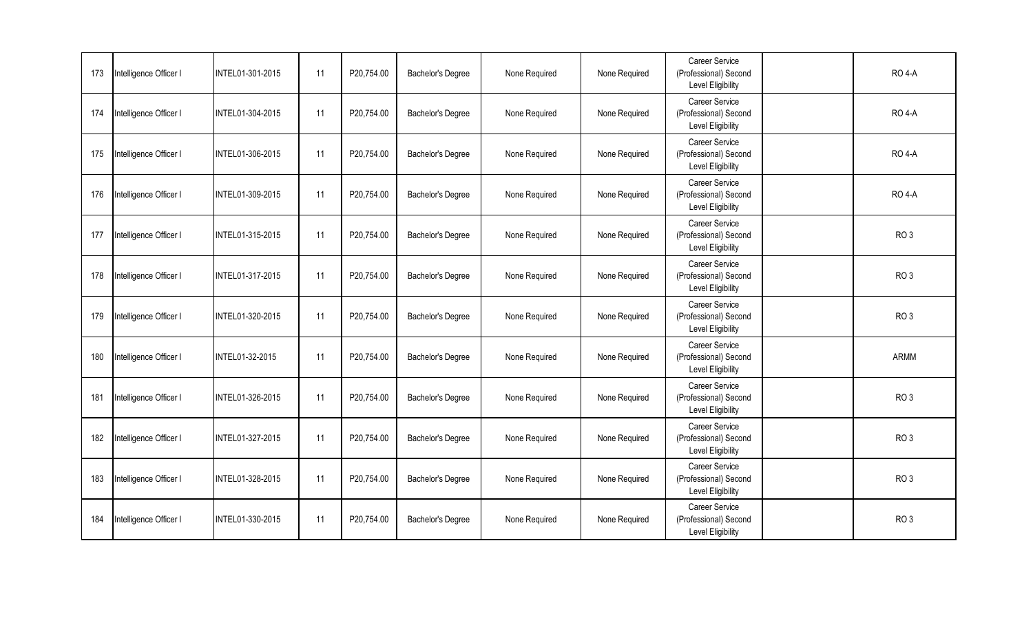| 173 | Intelligence Officer I | INTEL01-301-2015 | 11 | P20,754.00 | Bachelor's Degree | None Required | None Required | Career Service (Professional) Second Level Eligibility | | RO 4-A |
|---|---|---|---|---|---|---|---|---|---|---|
| 174 | Intelligence Officer I | INTEL01-304-2015 | 11 | P20,754.00 | Bachelor's Degree | None Required | None Required | Career Service (Professional) Second Level Eligibility | | RO 4-A |
| 175 | Intelligence Officer I | INTEL01-306-2015 | 11 | P20,754.00 | Bachelor's Degree | None Required | None Required | Career Service (Professional) Second Level Eligibility | | RO 4-A |
| 176 | Intelligence Officer I | INTEL01-309-2015 | 11 | P20,754.00 | Bachelor's Degree | None Required | None Required | Career Service (Professional) Second Level Eligibility | | RO 4-A |
| 177 | Intelligence Officer I | INTEL01-315-2015 | 11 | P20,754.00 | Bachelor's Degree | None Required | None Required | Career Service (Professional) Second Level Eligibility | | RO 3 |
| 178 | Intelligence Officer I | INTEL01-317-2015 | 11 | P20,754.00 | Bachelor's Degree | None Required | None Required | Career Service (Professional) Second Level Eligibility | | RO 3 |
| 179 | Intelligence Officer I | INTEL01-320-2015 | 11 | P20,754.00 | Bachelor's Degree | None Required | None Required | Career Service (Professional) Second Level Eligibility | | RO 3 |
| 180 | Intelligence Officer I | INTEL01-32-2015 | 11 | P20,754.00 | Bachelor's Degree | None Required | None Required | Career Service (Professional) Second Level Eligibility | | ARMM |
| 181 | Intelligence Officer I | INTEL01-326-2015 | 11 | P20,754.00 | Bachelor's Degree | None Required | None Required | Career Service (Professional) Second Level Eligibility | | RO 3 |
| 182 | Intelligence Officer I | INTEL01-327-2015 | 11 | P20,754.00 | Bachelor's Degree | None Required | None Required | Career Service (Professional) Second Level Eligibility | | RO 3 |
| 183 | Intelligence Officer I | INTEL01-328-2015 | 11 | P20,754.00 | Bachelor's Degree | None Required | None Required | Career Service (Professional) Second Level Eligibility | | RO 3 |
| 184 | Intelligence Officer I | INTEL01-330-2015 | 11 | P20,754.00 | Bachelor's Degree | None Required | None Required | Career Service (Professional) Second Level Eligibility | | RO 3 |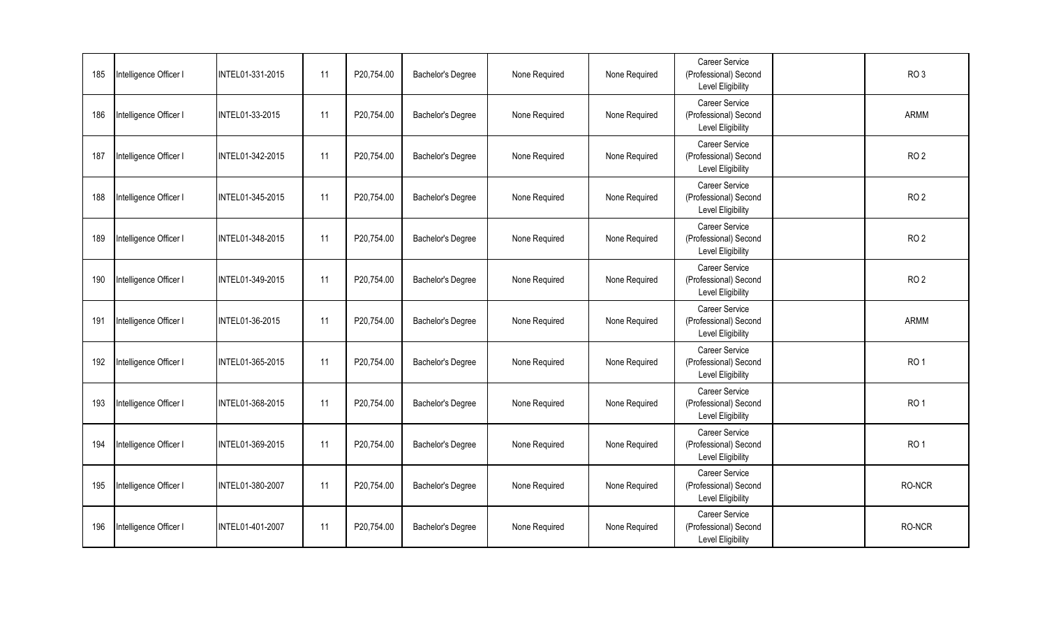| | | | | | | | | | | |
|---|---|---|---|---|---|---|---|---|---|---|
| 185 | Intelligence Officer I | INTEL01-331-2015 | 11 | P20,754.00 | Bachelor's Degree | None Required | None Required | Career Service (Professional) Second Level Eligibility | | RO 3 |
| 186 | Intelligence Officer I | INTEL01-33-2015 | 11 | P20,754.00 | Bachelor's Degree | None Required | None Required | Career Service (Professional) Second Level Eligibility | | ARMM |
| 187 | Intelligence Officer I | INTEL01-342-2015 | 11 | P20,754.00 | Bachelor's Degree | None Required | None Required | Career Service (Professional) Second Level Eligibility | | RO 2 |
| 188 | Intelligence Officer I | INTEL01-345-2015 | 11 | P20,754.00 | Bachelor's Degree | None Required | None Required | Career Service (Professional) Second Level Eligibility | | RO 2 |
| 189 | Intelligence Officer I | INTEL01-348-2015 | 11 | P20,754.00 | Bachelor's Degree | None Required | None Required | Career Service (Professional) Second Level Eligibility | | RO 2 |
| 190 | Intelligence Officer I | INTEL01-349-2015 | 11 | P20,754.00 | Bachelor's Degree | None Required | None Required | Career Service (Professional) Second Level Eligibility | | RO 2 |
| 191 | Intelligence Officer I | INTEL01-36-2015 | 11 | P20,754.00 | Bachelor's Degree | None Required | None Required | Career Service (Professional) Second Level Eligibility | | ARMM |
| 192 | Intelligence Officer I | INTEL01-365-2015 | 11 | P20,754.00 | Bachelor's Degree | None Required | None Required | Career Service (Professional) Second Level Eligibility | | RO 1 |
| 193 | Intelligence Officer I | INTEL01-368-2015 | 11 | P20,754.00 | Bachelor's Degree | None Required | None Required | Career Service (Professional) Second Level Eligibility | | RO 1 |
| 194 | Intelligence Officer I | INTEL01-369-2015 | 11 | P20,754.00 | Bachelor's Degree | None Required | None Required | Career Service (Professional) Second Level Eligibility | | RO 1 |
| 195 | Intelligence Officer I | INTEL01-380-2007 | 11 | P20,754.00 | Bachelor's Degree | None Required | None Required | Career Service (Professional) Second Level Eligibility | | RO-NCR |
| 196 | Intelligence Officer I | INTEL01-401-2007 | 11 | P20,754.00 | Bachelor's Degree | None Required | None Required | Career Service (Professional) Second Level Eligibility | | RO-NCR |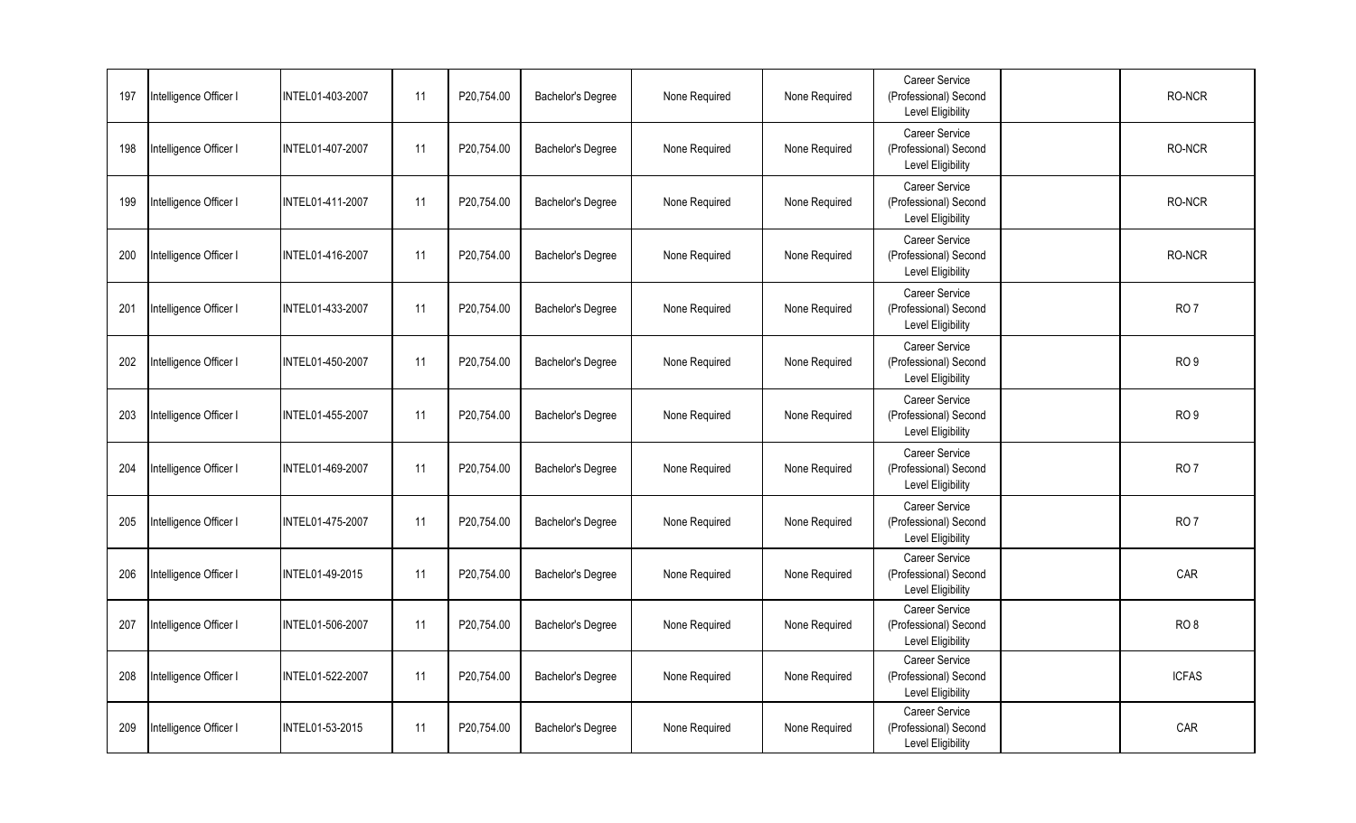| 197 | Intelligence Officer I | INTEL01-403-2007 | 11 | P20,754.00 | Bachelor's Degree | None Required | None Required | Career Service (Professional) Second Level Eligibility | | RO-NCR |
|---|---|---|---|---|---|---|---|---|---|---|
| 198 | Intelligence Officer I | INTEL01-407-2007 | 11 | P20,754.00 | Bachelor's Degree | None Required | None Required | Career Service (Professional) Second Level Eligibility | | RO-NCR |
| 199 | Intelligence Officer I | INTEL01-411-2007 | 11 | P20,754.00 | Bachelor's Degree | None Required | None Required | Career Service (Professional) Second Level Eligibility | | RO-NCR |
| 200 | Intelligence Officer I | INTEL01-416-2007 | 11 | P20,754.00 | Bachelor's Degree | None Required | None Required | Career Service (Professional) Second Level Eligibility | | RO-NCR |
| 201 | Intelligence Officer I | INTEL01-433-2007 | 11 | P20,754.00 | Bachelor's Degree | None Required | None Required | Career Service (Professional) Second Level Eligibility | | RO 7 |
| 202 | Intelligence Officer I | INTEL01-450-2007 | 11 | P20,754.00 | Bachelor's Degree | None Required | None Required | Career Service (Professional) Second Level Eligibility | | RO 9 |
| 203 | Intelligence Officer I | INTEL01-455-2007 | 11 | P20,754.00 | Bachelor's Degree | None Required | None Required | Career Service (Professional) Second Level Eligibility | | RO 9 |
| 204 | Intelligence Officer I | INTEL01-469-2007 | 11 | P20,754.00 | Bachelor's Degree | None Required | None Required | Career Service (Professional) Second Level Eligibility | | RO 7 |
| 205 | Intelligence Officer I | INTEL01-475-2007 | 11 | P20,754.00 | Bachelor's Degree | None Required | None Required | Career Service (Professional) Second Level Eligibility | | RO 7 |
| 206 | Intelligence Officer I | INTEL01-49-2015 | 11 | P20,754.00 | Bachelor's Degree | None Required | None Required | Career Service (Professional) Second Level Eligibility | | CAR |
| 207 | Intelligence Officer I | INTEL01-506-2007 | 11 | P20,754.00 | Bachelor's Degree | None Required | None Required | Career Service (Professional) Second Level Eligibility | | RO 8 |
| 208 | Intelligence Officer I | INTEL01-522-2007 | 11 | P20,754.00 | Bachelor's Degree | None Required | None Required | Career Service (Professional) Second Level Eligibility | | ICFAS |
| 209 | Intelligence Officer I | INTEL01-53-2015 | 11 | P20,754.00 | Bachelor's Degree | None Required | None Required | Career Service (Professional) Second Level Eligibility | | CAR |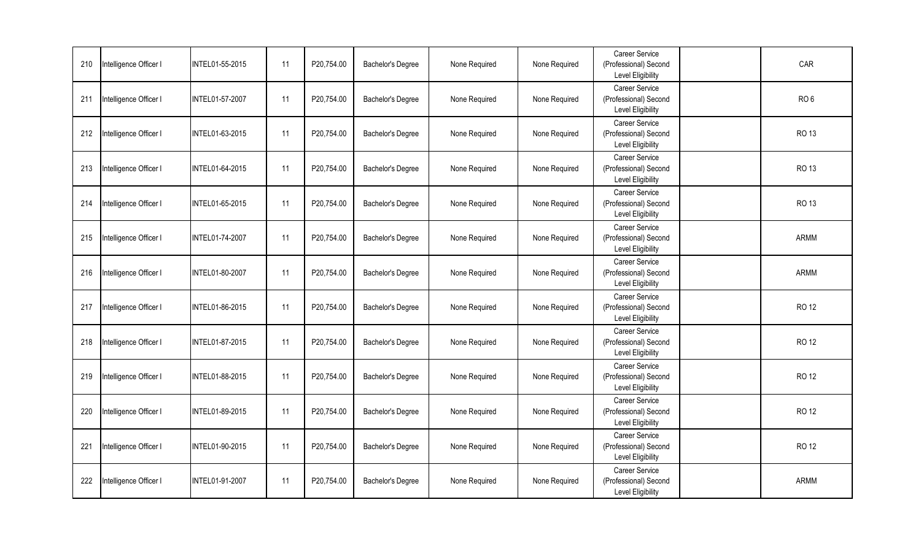| 210 | Intelligence Officer I | INTEL01-55-2015 | 11 | P20,754.00 | Bachelor's Degree | None Required | None Required | Career Service (Professional) Second Level Eligibility | | CAR |
|---|---|---|---|---|---|---|---|---|---|---|
| 211 | Intelligence Officer I | INTEL01-57-2007 | 11 | P20,754.00 | Bachelor's Degree | None Required | None Required | Career Service (Professional) Second Level Eligibility | | RO 6 |
| 212 | Intelligence Officer I | INTEL01-63-2015 | 11 | P20,754.00 | Bachelor's Degree | None Required | None Required | Career Service (Professional) Second Level Eligibility | | RO 13 |
| 213 | Intelligence Officer I | INTEL01-64-2015 | 11 | P20,754.00 | Bachelor's Degree | None Required | None Required | Career Service (Professional) Second Level Eligibility | | RO 13 |
| 214 | Intelligence Officer I | INTEL01-65-2015 | 11 | P20,754.00 | Bachelor's Degree | None Required | None Required | Career Service (Professional) Second Level Eligibility | | RO 13 |
| 215 | Intelligence Officer I | INTEL01-74-2007 | 11 | P20,754.00 | Bachelor's Degree | None Required | None Required | Career Service (Professional) Second Level Eligibility | | ARMM |
| 216 | Intelligence Officer I | INTEL01-80-2007 | 11 | P20,754.00 | Bachelor's Degree | None Required | None Required | Career Service (Professional) Second Level Eligibility | | ARMM |
| 217 | Intelligence Officer I | INTEL01-86-2015 | 11 | P20,754.00 | Bachelor's Degree | None Required | None Required | Career Service (Professional) Second Level Eligibility | | RO 12 |
| 218 | Intelligence Officer I | INTEL01-87-2015 | 11 | P20,754.00 | Bachelor's Degree | None Required | None Required | Career Service (Professional) Second Level Eligibility | | RO 12 |
| 219 | Intelligence Officer I | INTEL01-88-2015 | 11 | P20,754.00 | Bachelor's Degree | None Required | None Required | Career Service (Professional) Second Level Eligibility | | RO 12 |
| 220 | Intelligence Officer I | INTEL01-89-2015 | 11 | P20,754.00 | Bachelor's Degree | None Required | None Required | Career Service (Professional) Second Level Eligibility | | RO 12 |
| 221 | Intelligence Officer I | INTEL01-90-2015 | 11 | P20,754.00 | Bachelor's Degree | None Required | None Required | Career Service (Professional) Second Level Eligibility | | RO 12 |
| 222 | Intelligence Officer I | INTEL01-91-2007 | 11 | P20,754.00 | Bachelor's Degree | None Required | None Required | Career Service (Professional) Second Level Eligibility | | ARMM |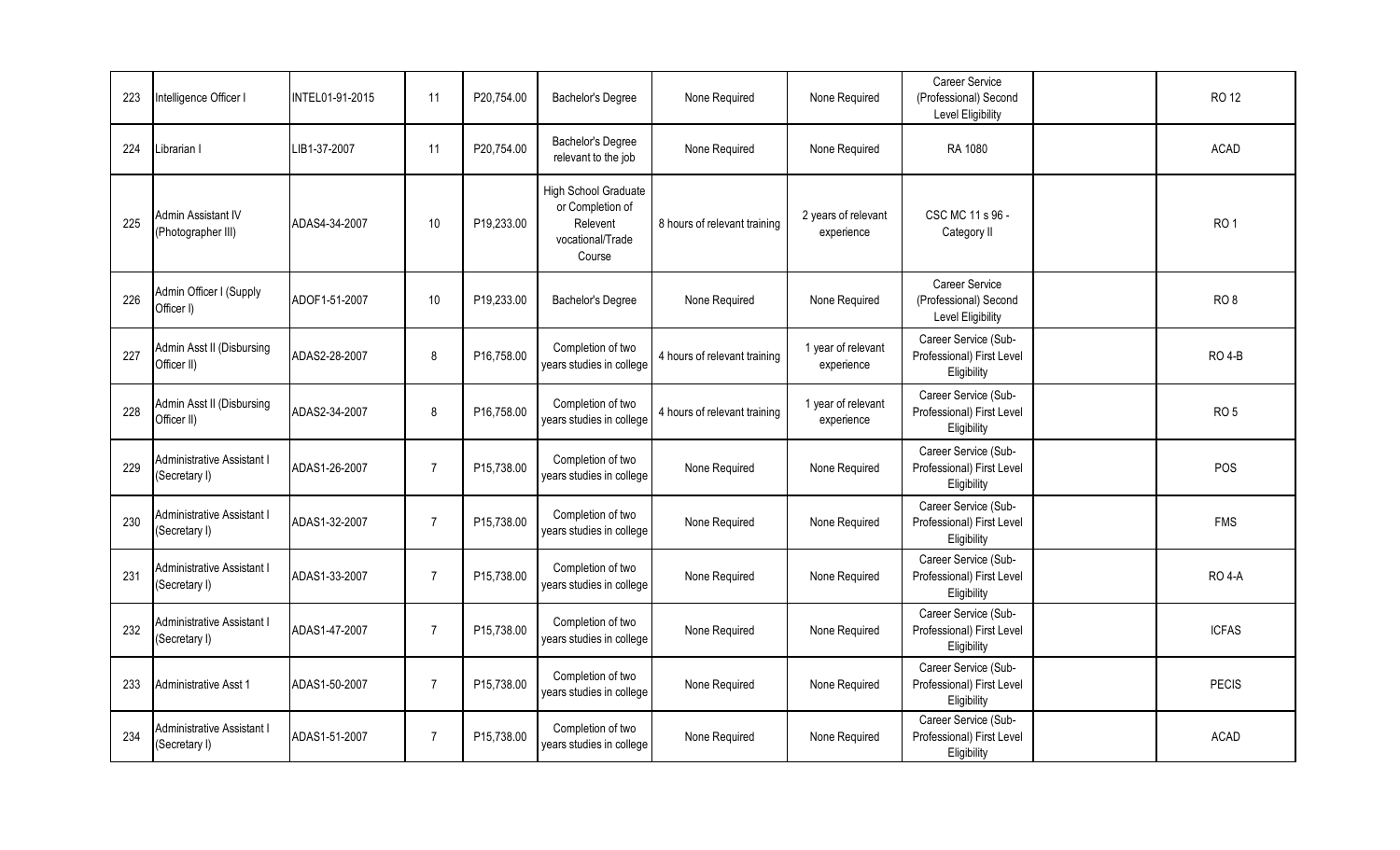| 223 | Intelligence Officer I | INTEL01-91-2015 | 11 | P20,754.00 | Bachelor's Degree | None Required | None Required | Career Service (Professional) Second Level Eligibility | | RO 12 |
|---|---|---|---|---|---|---|---|---|---|---|
| 224 | Librarian I | LIB1-37-2007 | 11 | P20,754.00 | Bachelor's Degree relevant to the job | None Required | None Required | RA 1080 | | ACAD |
| 225 | Admin Assistant IV (Photographer III) | ADAS4-34-2007 | 10 | P19,233.00 | High School Graduate or Completion of Relevent vocational/Trade Course | 8 hours of relevant training | 2 years of relevant experience | CSC MC 11 s 96 - Category II | | RO 1 |
| 226 | Admin Officer I (Supply Officer I) | ADOF1-51-2007 | 10 | P19,233.00 | Bachelor's Degree | None Required | None Required | Career Service (Professional) Second Level Eligibility | | RO 8 |
| 227 | Admin Asst II (Disbursing Officer II) | ADAS2-28-2007 | 8 | P16,758.00 | Completion of two years studies in college | 4 hours of relevant training | 1 year of relevant experience | Career Service (Sub-Professional) First Level Eligibility | | RO 4-B |
| 228 | Admin Asst II (Disbursing Officer II) | ADAS2-34-2007 | 8 | P16,758.00 | Completion of two years studies in college | 4 hours of relevant training | 1 year of relevant experience | Career Service (Sub-Professional) First Level Eligibility | | RO 5 |
| 229 | Administrative Assistant I (Secretary I) | ADAS1-26-2007 | 7 | P15,738.00 | Completion of two years studies in college | None Required | None Required | Career Service (Sub-Professional) First Level Eligibility | | POS |
| 230 | Administrative Assistant I (Secretary I) | ADAS1-32-2007 | 7 | P15,738.00 | Completion of two years studies in college | None Required | None Required | Career Service (Sub-Professional) First Level Eligibility | | FMS |
| 231 | Administrative Assistant I (Secretary I) | ADAS1-33-2007 | 7 | P15,738.00 | Completion of two years studies in college | None Required | None Required | Career Service (Sub-Professional) First Level Eligibility | | RO 4-A |
| 232 | Administrative Assistant I (Secretary I) | ADAS1-47-2007 | 7 | P15,738.00 | Completion of two years studies in college | None Required | None Required | Career Service (Sub-Professional) First Level Eligibility | | ICFAS |
| 233 | Administrative Asst 1 | ADAS1-50-2007 | 7 | P15,738.00 | Completion of two years studies in college | None Required | None Required | Career Service (Sub-Professional) First Level Eligibility | | PECIS |
| 234 | Administrative Assistant I (Secretary I) | ADAS1-51-2007 | 7 | P15,738.00 | Completion of two years studies in college | None Required | None Required | Career Service (Sub-Professional) First Level Eligibility | | ACAD |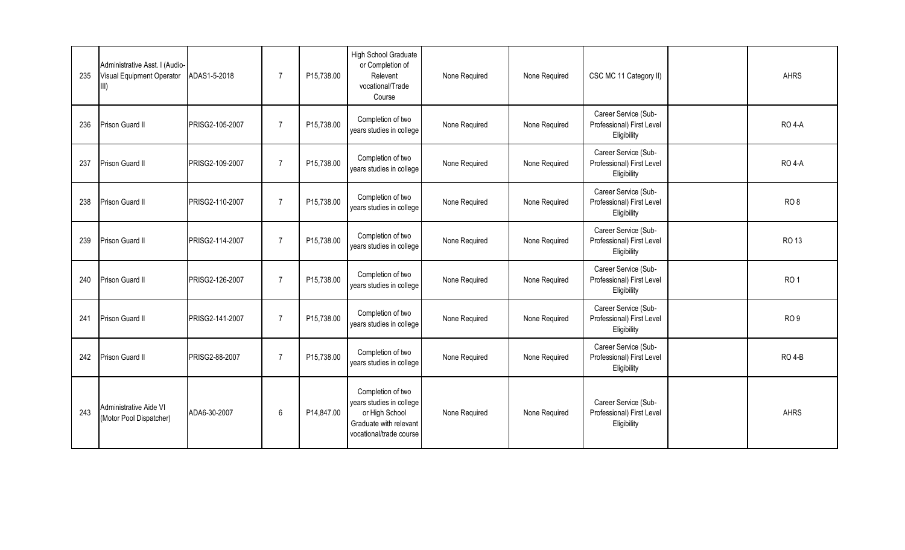| | | | | | | | | | | |
|---|---|---|---|---|---|---|---|---|---|---|
| 235 | Administrative Asst. I (Audio-Visual Equipment Operator III) | ADAS1-5-2018 | 7 | P15,738.00 | High School Graduate or Completion of Relevent vocational/Trade Course | None Required | None Required | CSC MC 11 Category II) | | AHRS |
| 236 | Prison Guard II | PRISG2-105-2007 | 7 | P15,738.00 | Completion of two years studies in college | None Required | None Required | Career Service (Sub-Professional) First Level Eligibility | | RO 4-A |
| 237 | Prison Guard II | PRISG2-109-2007 | 7 | P15,738.00 | Completion of two years studies in college | None Required | None Required | Career Service (Sub-Professional) First Level Eligibility | | RO 4-A |
| 238 | Prison Guard II | PRISG2-110-2007 | 7 | P15,738.00 | Completion of two years studies in college | None Required | None Required | Career Service (Sub-Professional) First Level Eligibility | | RO 8 |
| 239 | Prison Guard II | PRISG2-114-2007 | 7 | P15,738.00 | Completion of two years studies in college | None Required | None Required | Career Service (Sub-Professional) First Level Eligibility | | RO 13 |
| 240 | Prison Guard II | PRISG2-126-2007 | 7 | P15,738.00 | Completion of two years studies in college | None Required | None Required | Career Service (Sub-Professional) First Level Eligibility | | RO 1 |
| 241 | Prison Guard II | PRISG2-141-2007 | 7 | P15,738.00 | Completion of two years studies in college | None Required | None Required | Career Service (Sub-Professional) First Level Eligibility | | RO 9 |
| 242 | Prison Guard II | PRISG2-88-2007 | 7 | P15,738.00 | Completion of two years studies in college | None Required | None Required | Career Service (Sub-Professional) First Level Eligibility | | RO 4-B |
| 243 | Administrative Aide VI (Motor Pool Dispatcher) | ADA6-30-2007 | 6 | P14,847.00 | Completion of two years studies in college or High School Graduate with relevant vocational/trade course | None Required | None Required | Career Service (Sub-Professional) First Level Eligibility | | AHRS |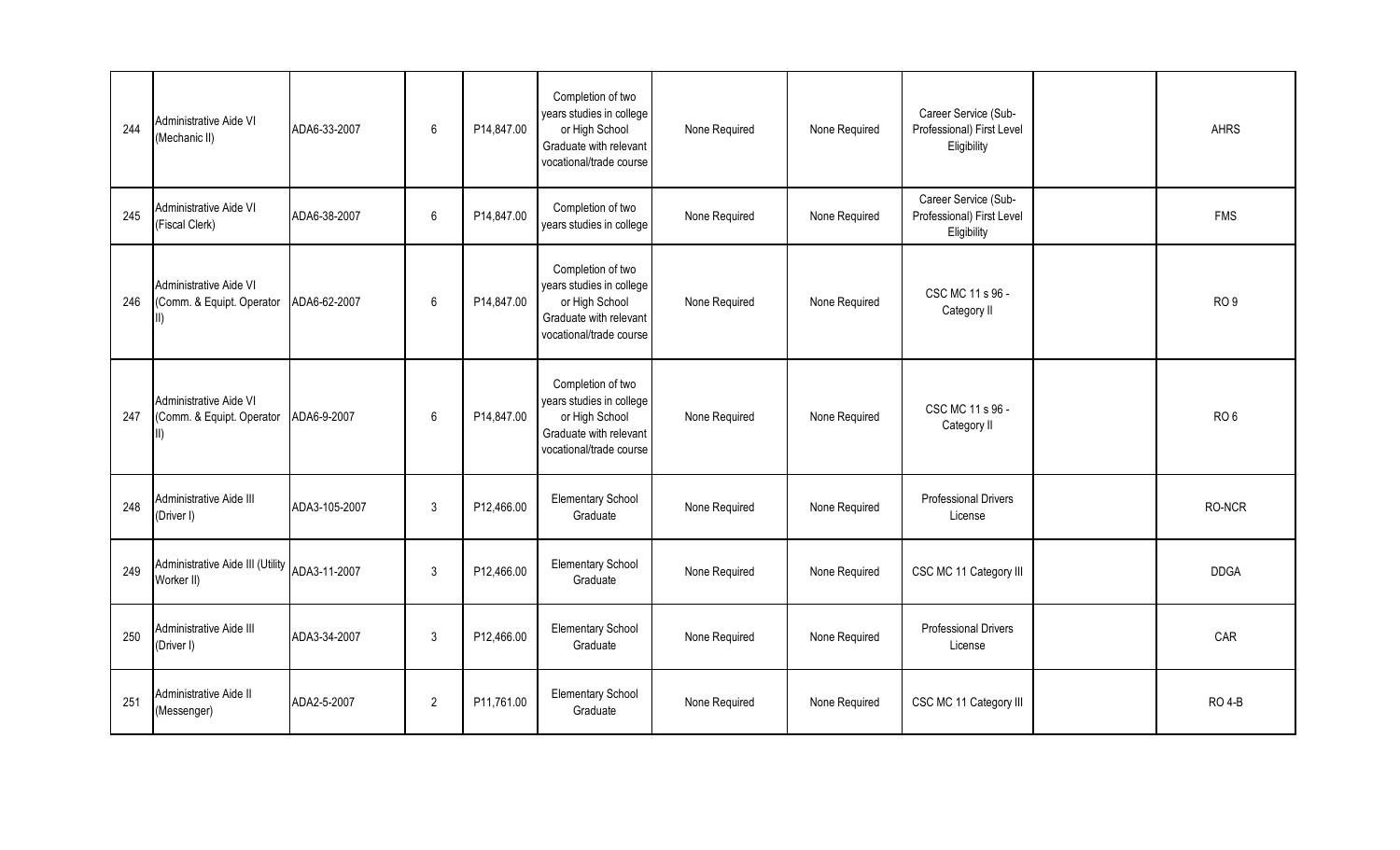| | | | | | | | | | | |
|---|---|---|---|---|---|---|---|---|---|---|
| 244 | Administrative Aide VI (Mechanic II) | ADA6-33-2007 | 6 | P14,847.00 | Completion of two years studies in college or High School Graduate with relevant vocational/trade course | None Required | None Required | Career Service (Sub-Professional) First Level Eligibility | | AHRS |
| 245 | Administrative Aide VI (Fiscal Clerk) | ADA6-38-2007 | 6 | P14,847.00 | Completion of two years studies in college | None Required | None Required | Career Service (Sub-Professional) First Level Eligibility | | FMS |
| 246 | Administrative Aide VI (Comm. & Equipt. Operator II) | ADA6-62-2007 | 6 | P14,847.00 | Completion of two years studies in college or High School Graduate with relevant vocational/trade course | None Required | None Required | CSC MC 11 s 96 - Category II | | RO 9 |
| 247 | Administrative Aide VI (Comm. & Equipt. Operator II) | ADA6-9-2007 | 6 | P14,847.00 | Completion of two years studies in college or High School Graduate with relevant vocational/trade course | None Required | None Required | CSC MC 11 s 96 - Category II | | RO 6 |
| 248 | Administrative Aide III (Driver I) | ADA3-105-2007 | 3 | P12,466.00 | Elementary School Graduate | None Required | None Required | Professional Drivers License | | RO-NCR |
| 249 | Administrative Aide III (Utility Worker II) | ADA3-11-2007 | 3 | P12,466.00 | Elementary School Graduate | None Required | None Required | CSC MC 11 Category III | | DDGA |
| 250 | Administrative Aide III (Driver I) | ADA3-34-2007 | 3 | P12,466.00 | Elementary School Graduate | None Required | None Required | Professional Drivers License | | CAR |
| 251 | Administrative Aide II (Messenger) | ADA2-5-2007 | 2 | P11,761.00 | Elementary School Graduate | None Required | None Required | CSC MC 11 Category III | | RO 4-B |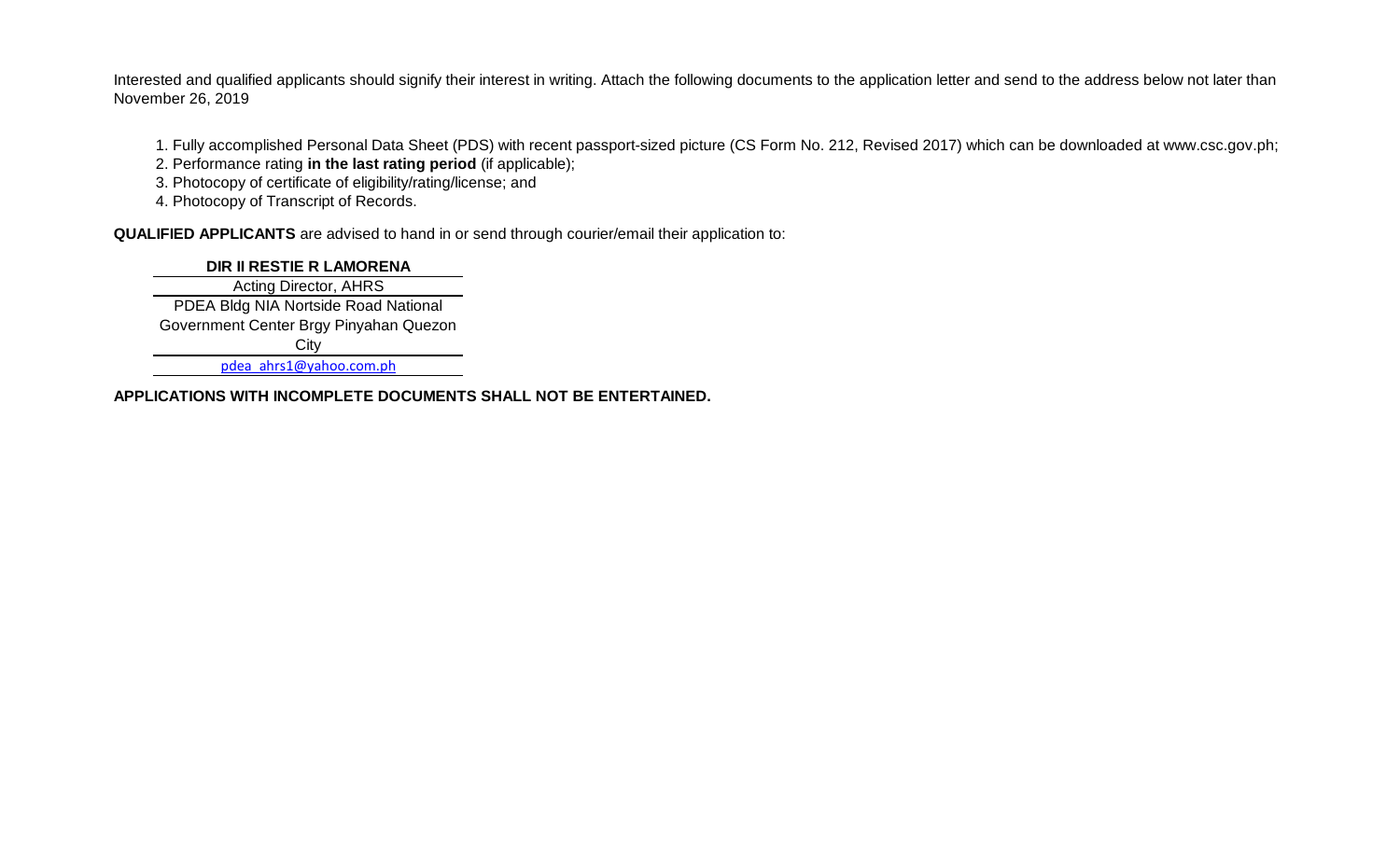Interested and qualified applicants should signify their interest in writing. Attach the following documents to the application letter and send to the address below not later than November 26, 2019

1. Fully accomplished Personal Data Sheet (PDS) with recent passport-sized picture (CS Form No. 212, Revised 2017) which can be downloaded at www.csc.gov.ph;
2. Performance rating **in the last rating period** (if applicable);
3. Photocopy of certificate of eligibility/rating/license; and
4. Photocopy of Transcript of Records.

**QUALIFIED APPLICANTS** are advised to hand in or send through courier/email their application to:

**DIR II RESTIE R LAMORENA**
Acting Director, AHRS
PDEA Bldg NIA Nortside Road National Government Center Brgy Pinyahan Quezon City
pdea_ahrs1@yahoo.com.ph

**APPLICATIONS WITH INCOMPLETE DOCUMENTS SHALL NOT BE ENTERTAINED.**